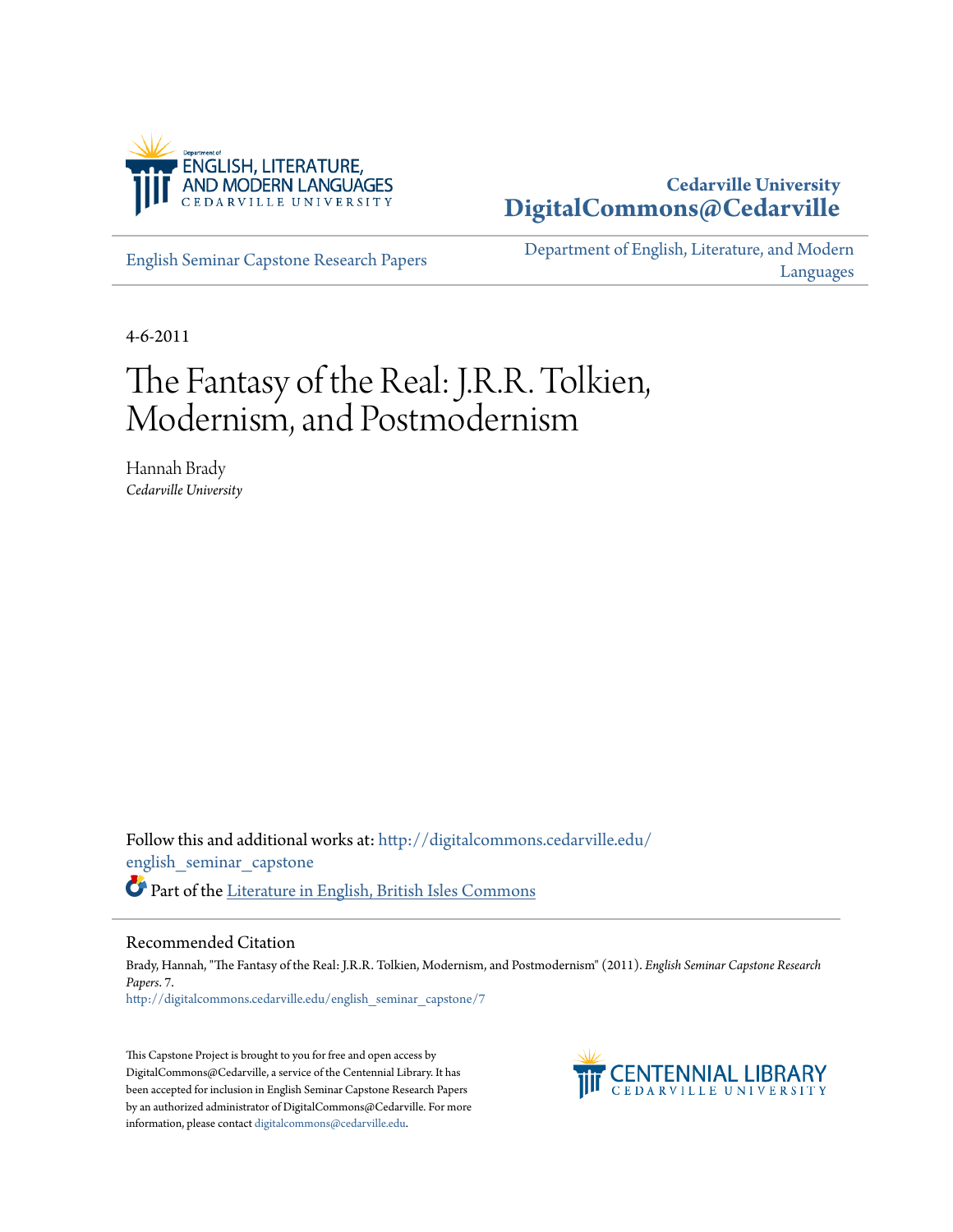Department of
ENGLISH, LITERATURE, AND MODERN LANGUAGES
CEDARVILLE UNIVERSITY

**Cedarville University**
**DigitalCommons@Cedarville**

English Seminar Capstone Research Papers

Department of English, Literature, and Modern Languages

4-6-2011

# The Fantasy of the Real: J.R.R. Tolkien, Modernism, and Postmodernism

Hannah Brady
*Cedarville University*

Follow this and additional works at: http://digitalcommons.cedarville.edu/english_seminar_capstone

Part of the Literature in English, British Isles Commons

## Recommended Citation

Brady, Hannah, "The Fantasy of the Real: J.R.R. Tolkien, Modernism, and Postmodernism" (2011). *English Seminar Capstone Research Papers*. 7.
http://digitalcommons.cedarville.edu/english_seminar_capstone/7

This Capstone Project is brought to you for free and open access by DigitalCommons@Cedarville, a service of the Centennial Library. It has been accepted for inclusion in English Seminar Capstone Research Papers by an authorized administrator of DigitalCommons@Cedarville. For more information, please contact digitalcommons@cedarville.edu.

CENTENNIAL LIBRARY
CEDARVILLE UNIVERSITY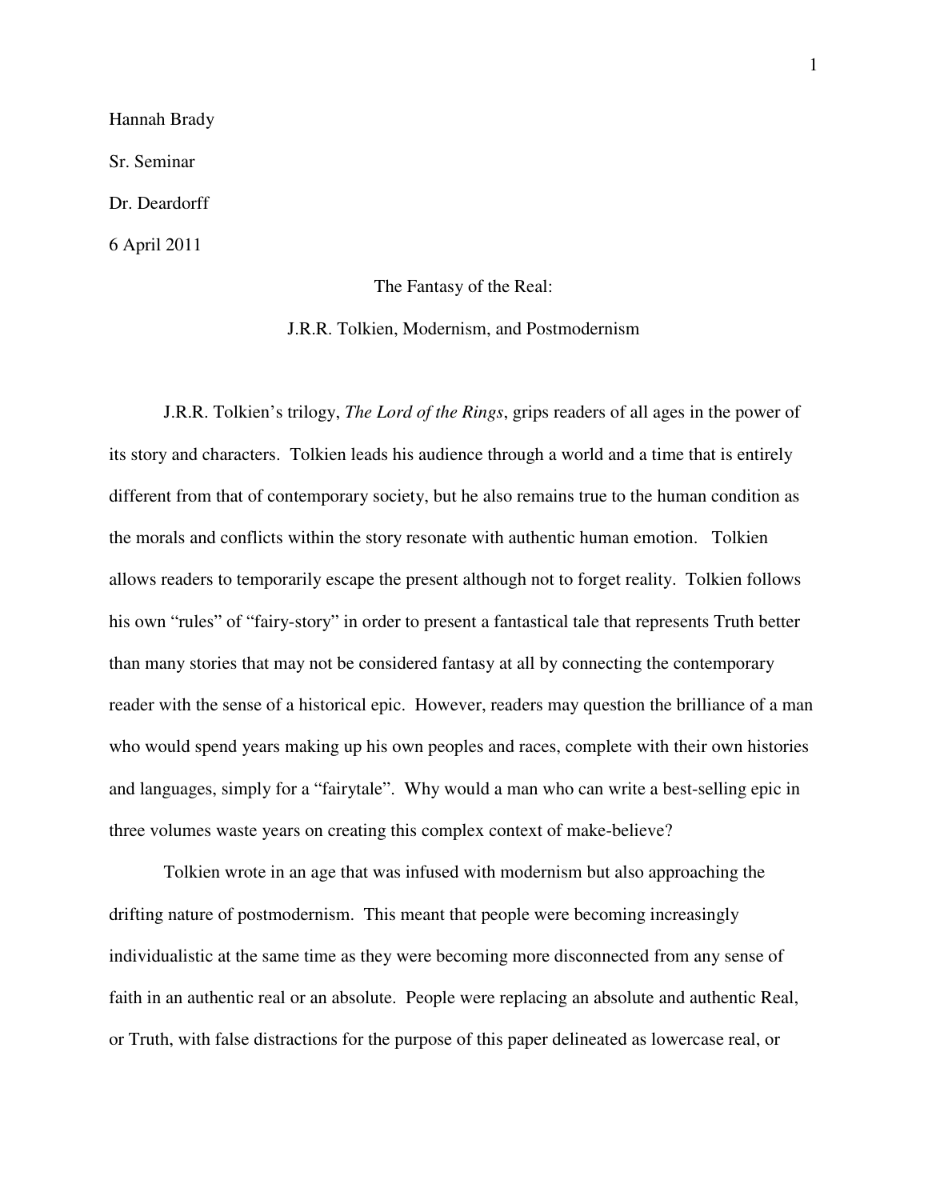Hannah Brady

Sr. Seminar

Dr. Deardorff

6 April 2011

The Fantasy of the Real:

J.R.R. Tolkien, Modernism, and Postmodernism

J.R.R. Tolkien's trilogy, *The Lord of the Rings*, grips readers of all ages in the power of its story and characters. Tolkien leads his audience through a world and a time that is entirely different from that of contemporary society, but he also remains true to the human condition as the morals and conflicts within the story resonate with authentic human emotion. Tolkien allows readers to temporarily escape the present although not to forget reality. Tolkien follows his own "rules" of "fairy-story" in order to present a fantastical tale that represents Truth better than many stories that may not be considered fantasy at all by connecting the contemporary reader with the sense of a historical epic. However, readers may question the brilliance of a man who would spend years making up his own peoples and races, complete with their own histories and languages, simply for a "fairytale". Why would a man who can write a best-selling epic in three volumes waste years on creating this complex context of make-believe?

Tolkien wrote in an age that was infused with modernism but also approaching the drifting nature of postmodernism. This meant that people were becoming increasingly individualistic at the same time as they were becoming more disconnected from any sense of faith in an authentic real or an absolute. People were replacing an absolute and authentic Real, or Truth, with false distractions for the purpose of this paper delineated as lowercase real, or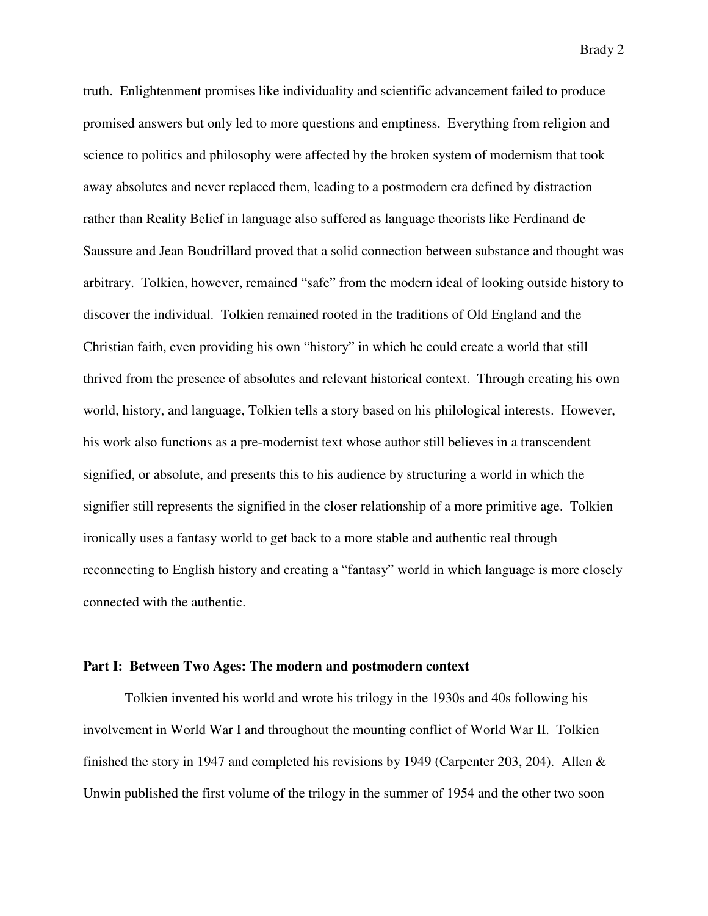truth. Enlightenment promises like individuality and scientific advancement failed to produce promised answers but only led to more questions and emptiness. Everything from religion and science to politics and philosophy were affected by the broken system of modernism that took away absolutes and never replaced them, leading to a postmodern era defined by distraction rather than Reality Belief in language also suffered as language theorists like Ferdinand de Saussure and Jean Boudrillard proved that a solid connection between substance and thought was arbitrary. Tolkien, however, remained "safe" from the modern ideal of looking outside history to discover the individual. Tolkien remained rooted in the traditions of Old England and the Christian faith, even providing his own "history" in which he could create a world that still thrived from the presence of absolutes and relevant historical context. Through creating his own world, history, and language, Tolkien tells a story based on his philological interests. However, his work also functions as a pre-modernist text whose author still believes in a transcendent signified, or absolute, and presents this to his audience by structuring a world in which the signifier still represents the signified in the closer relationship of a more primitive age. Tolkien ironically uses a fantasy world to get back to a more stable and authentic real through reconnecting to English history and creating a "fantasy" world in which language is more closely connected with the authentic.

**Part I: Between Two Ages: The modern and postmodern context**

Tolkien invented his world and wrote his trilogy in the 1930s and 40s following his involvement in World War I and throughout the mounting conflict of World War II. Tolkien finished the story in 1947 and completed his revisions by 1949 (Carpenter 203, 204). Allen & Unwin published the first volume of the trilogy in the summer of 1954 and the other two soon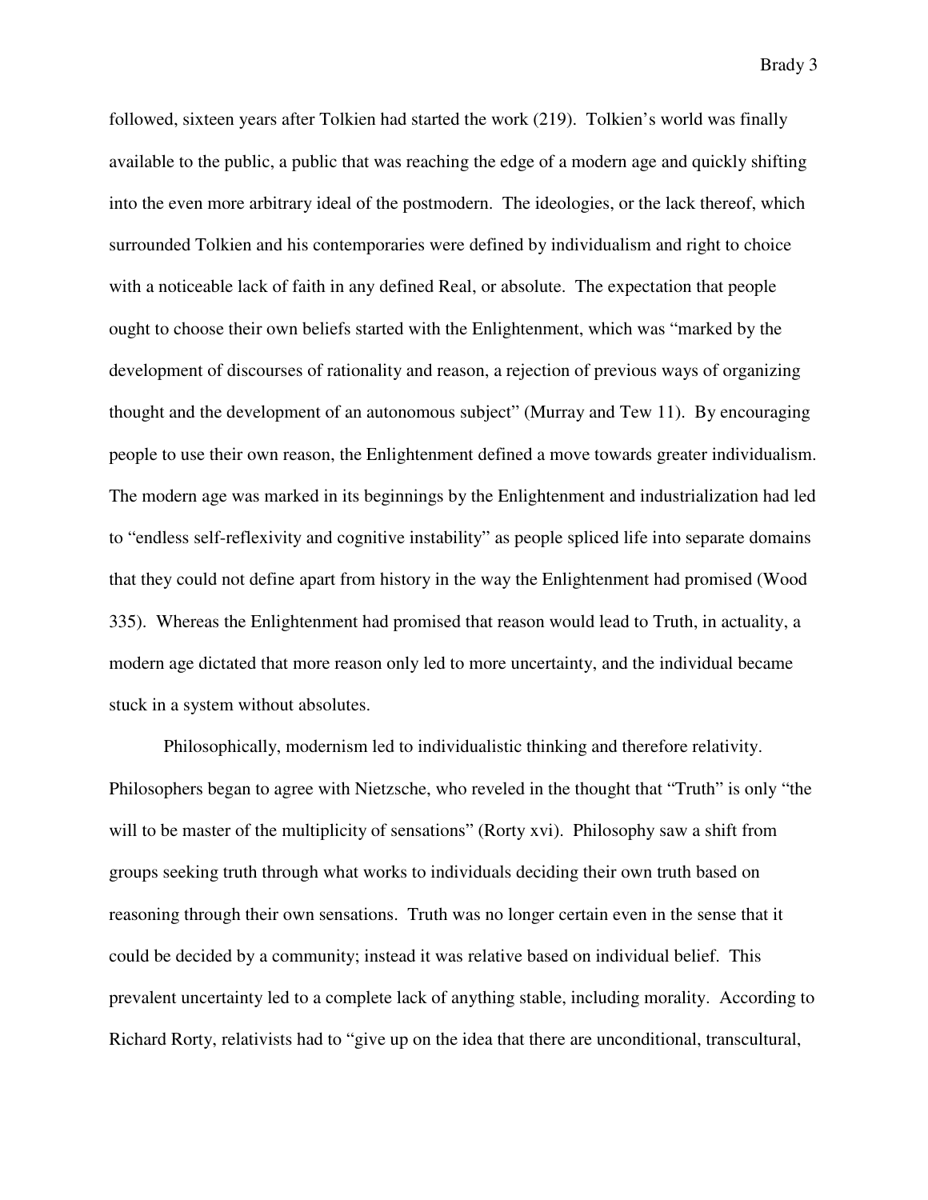followed, sixteen years after Tolkien had started the work (219). Tolkien's world was finally available to the public, a public that was reaching the edge of a modern age and quickly shifting into the even more arbitrary ideal of the postmodern. The ideologies, or the lack thereof, which surrounded Tolkien and his contemporaries were defined by individualism and right to choice with a noticeable lack of faith in any defined Real, or absolute. The expectation that people ought to choose their own beliefs started with the Enlightenment, which was "marked by the development of discourses of rationality and reason, a rejection of previous ways of organizing thought and the development of an autonomous subject" (Murray and Tew 11). By encouraging people to use their own reason, the Enlightenment defined a move towards greater individualism. The modern age was marked in its beginnings by the Enlightenment and industrialization had led to "endless self-reflexivity and cognitive instability" as people spliced life into separate domains that they could not define apart from history in the way the Enlightenment had promised (Wood 335). Whereas the Enlightenment had promised that reason would lead to Truth, in actuality, a modern age dictated that more reason only led to more uncertainty, and the individual became stuck in a system without absolutes.

Philosophically, modernism led to individualistic thinking and therefore relativity. Philosophers began to agree with Nietzsche, who reveled in the thought that "Truth" is only "the will to be master of the multiplicity of sensations" (Rorty xvi). Philosophy saw a shift from groups seeking truth through what works to individuals deciding their own truth based on reasoning through their own sensations. Truth was no longer certain even in the sense that it could be decided by a community; instead it was relative based on individual belief. This prevalent uncertainty led to a complete lack of anything stable, including morality. According to Richard Rorty, relativists had to "give up on the idea that there are unconditional, transcultural,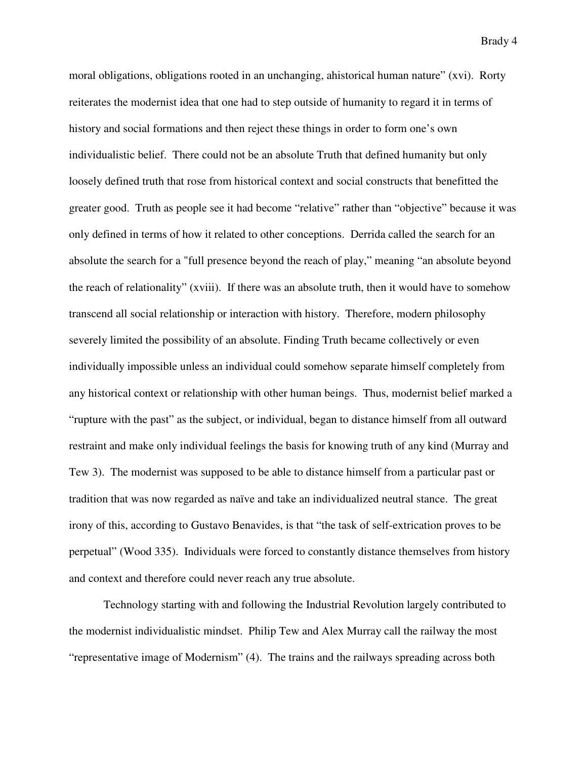moral obligations, obligations rooted in an unchanging, ahistorical human nature" (xvi). Rorty reiterates the modernist idea that one had to step outside of humanity to regard it in terms of history and social formations and then reject these things in order to form one's own individualistic belief. There could not be an absolute Truth that defined humanity but only loosely defined truth that rose from historical context and social constructs that benefitted the greater good. Truth as people see it had become "relative" rather than "objective" because it was only defined in terms of how it related to other conceptions. Derrida called the search for an absolute the search for a "full presence beyond the reach of play," meaning "an absolute beyond the reach of relationality" (xviii). If there was an absolute truth, then it would have to somehow transcend all social relationship or interaction with history. Therefore, modern philosophy severely limited the possibility of an absolute. Finding Truth became collectively or even individually impossible unless an individual could somehow separate himself completely from any historical context or relationship with other human beings. Thus, modernist belief marked a "rupture with the past" as the subject, or individual, began to distance himself from all outward restraint and make only individual feelings the basis for knowing truth of any kind (Murray and Tew 3). The modernist was supposed to be able to distance himself from a particular past or tradition that was now regarded as naïve and take an individualized neutral stance. The great irony of this, according to Gustavo Benavides, is that "the task of self-extrication proves to be perpetual" (Wood 335). Individuals were forced to constantly distance themselves from history and context and therefore could never reach any true absolute.

Technology starting with and following the Industrial Revolution largely contributed to the modernist individualistic mindset. Philip Tew and Alex Murray call the railway the most "representative image of Modernism" (4). The trains and the railways spreading across both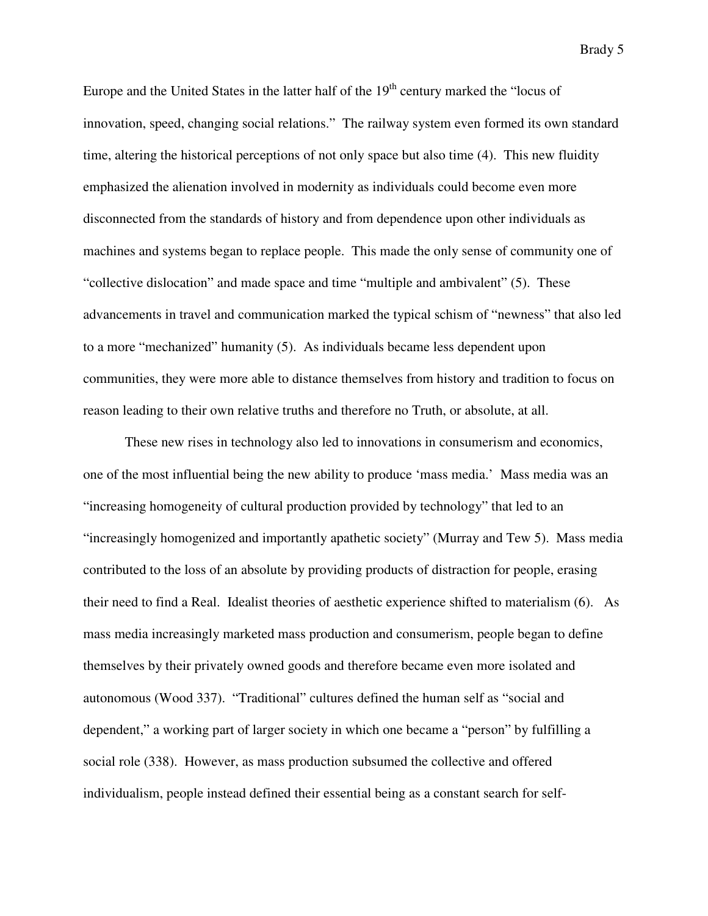Europe and the United States in the latter half of the 19th century marked the "locus of innovation, speed, changing social relations." The railway system even formed its own standard time, altering the historical perceptions of not only space but also time (4). This new fluidity emphasized the alienation involved in modernity as individuals could become even more disconnected from the standards of history and from dependence upon other individuals as machines and systems began to replace people. This made the only sense of community one of "collective dislocation" and made space and time "multiple and ambivalent" (5). These advancements in travel and communication marked the typical schism of "newness" that also led to a more "mechanized" humanity (5). As individuals became less dependent upon communities, they were more able to distance themselves from history and tradition to focus on reason leading to their own relative truths and therefore no Truth, or absolute, at all.

These new rises in technology also led to innovations in consumerism and economics, one of the most influential being the new ability to produce 'mass media.' Mass media was an "increasing homogeneity of cultural production provided by technology" that led to an "increasingly homogenized and importantly apathetic society" (Murray and Tew 5). Mass media contributed to the loss of an absolute by providing products of distraction for people, erasing their need to find a Real. Idealist theories of aesthetic experience shifted to materialism (6). As mass media increasingly marketed mass production and consumerism, people began to define themselves by their privately owned goods and therefore became even more isolated and autonomous (Wood 337). "Traditional" cultures defined the human self as "social and dependent," a working part of larger society in which one became a "person" by fulfilling a social role (338). However, as mass production subsumed the collective and offered individualism, people instead defined their essential being as a constant search for self-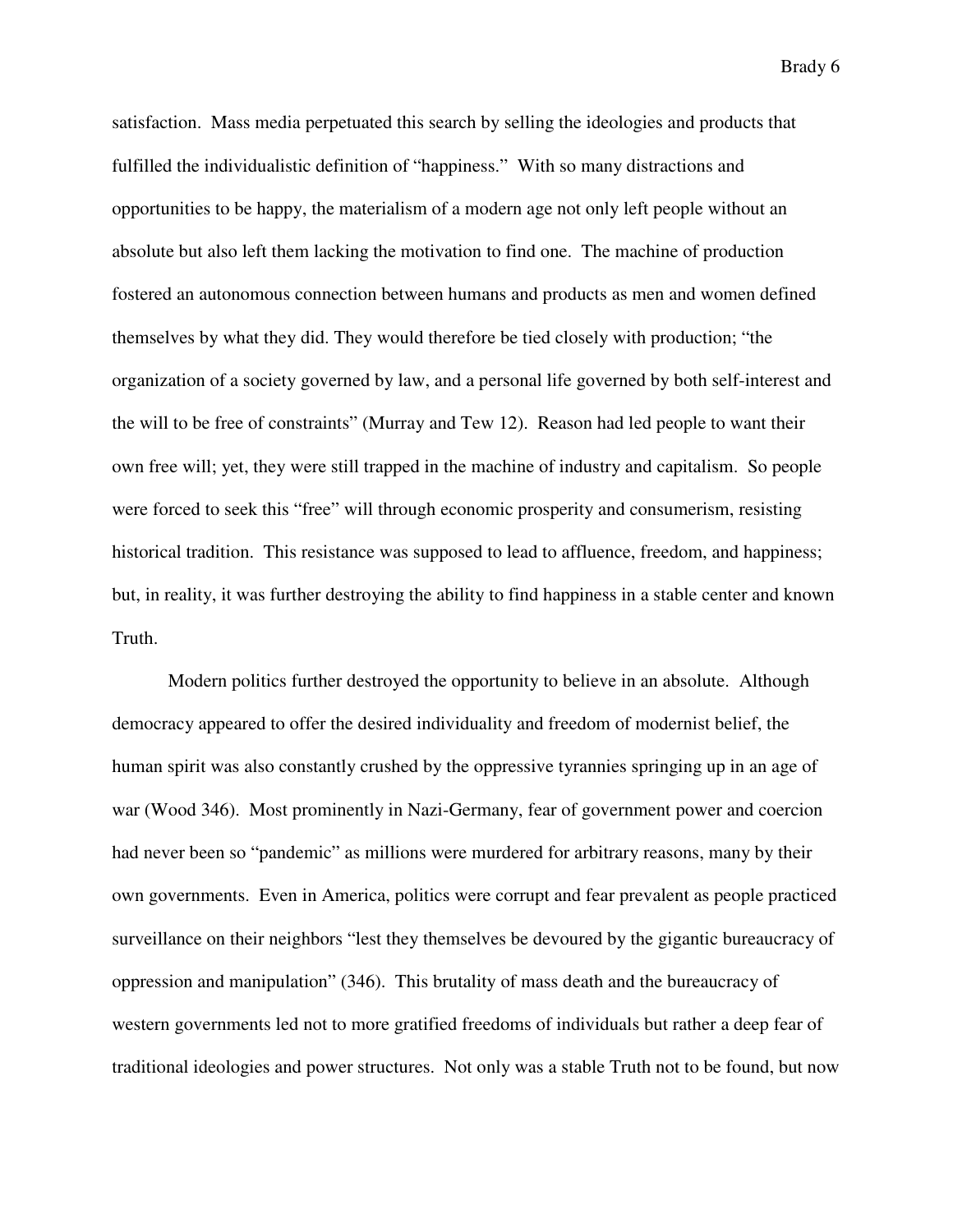satisfaction. Mass media perpetuated this search by selling the ideologies and products that fulfilled the individualistic definition of "happiness." With so many distractions and opportunities to be happy, the materialism of a modern age not only left people without an absolute but also left them lacking the motivation to find one. The machine of production fostered an autonomous connection between humans and products as men and women defined themselves by what they did. They would therefore be tied closely with production; "the organization of a society governed by law, and a personal life governed by both self-interest and the will to be free of constraints" (Murray and Tew 12). Reason had led people to want their own free will; yet, they were still trapped in the machine of industry and capitalism. So people were forced to seek this "free" will through economic prosperity and consumerism, resisting historical tradition. This resistance was supposed to lead to affluence, freedom, and happiness; but, in reality, it was further destroying the ability to find happiness in a stable center and known Truth.

Modern politics further destroyed the opportunity to believe in an absolute. Although democracy appeared to offer the desired individuality and freedom of modernist belief, the human spirit was also constantly crushed by the oppressive tyrannies springing up in an age of war (Wood 346). Most prominently in Nazi-Germany, fear of government power and coercion had never been so "pandemic" as millions were murdered for arbitrary reasons, many by their own governments. Even in America, politics were corrupt and fear prevalent as people practiced surveillance on their neighbors "lest they themselves be devoured by the gigantic bureaucracy of oppression and manipulation" (346). This brutality of mass death and the bureaucracy of western governments led not to more gratified freedoms of individuals but rather a deep fear of traditional ideologies and power structures. Not only was a stable Truth not to be found, but now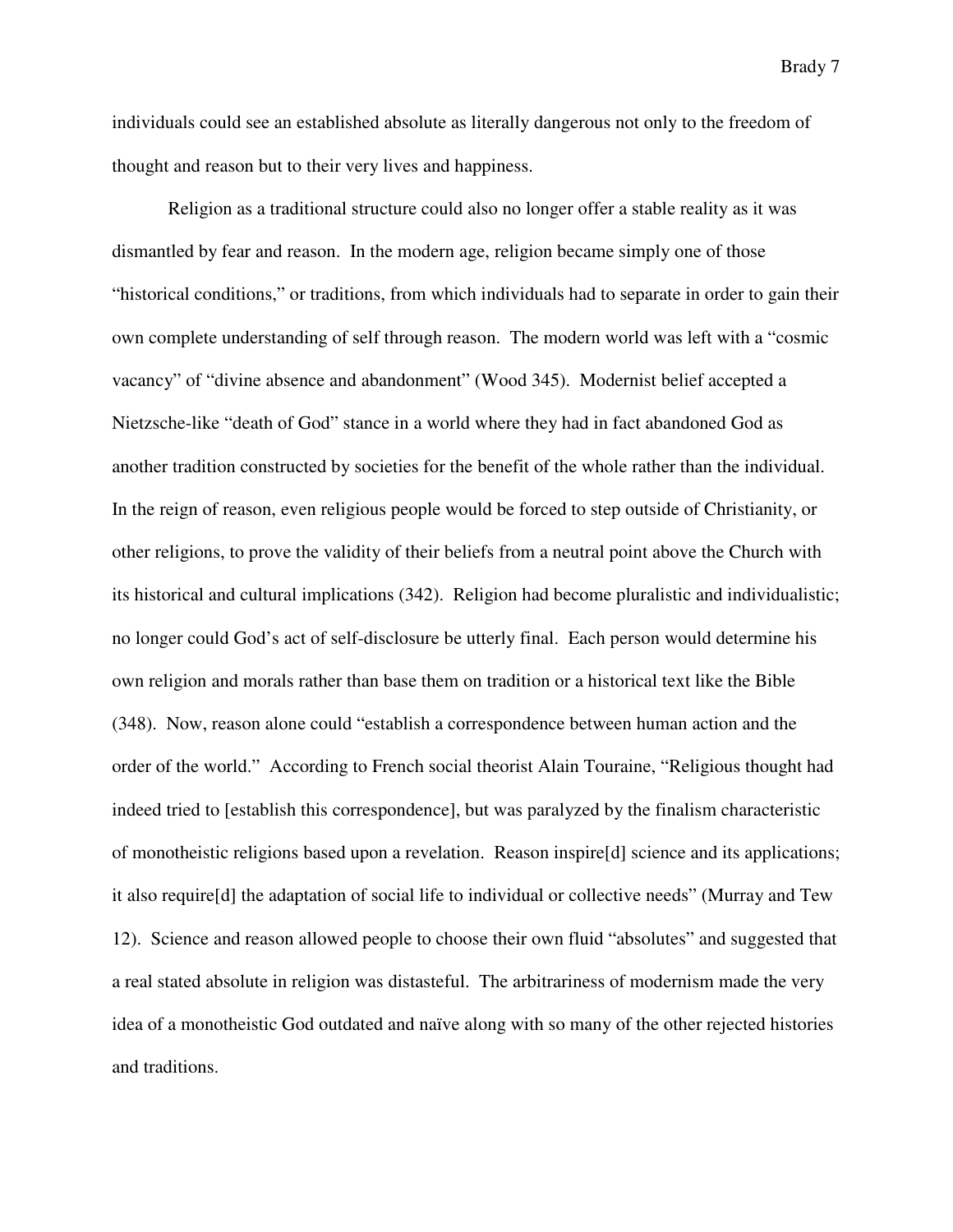individuals could see an established absolute as literally dangerous not only to the freedom of thought and reason but to their very lives and happiness.

Religion as a traditional structure could also no longer offer a stable reality as it was dismantled by fear and reason. In the modern age, religion became simply one of those "historical conditions," or traditions, from which individuals had to separate in order to gain their own complete understanding of self through reason. The modern world was left with a "cosmic vacancy" of "divine absence and abandonment" (Wood 345). Modernist belief accepted a Nietzsche-like "death of God" stance in a world where they had in fact abandoned God as another tradition constructed by societies for the benefit of the whole rather than the individual. In the reign of reason, even religious people would be forced to step outside of Christianity, or other religions, to prove the validity of their beliefs from a neutral point above the Church with its historical and cultural implications (342). Religion had become pluralistic and individualistic; no longer could God's act of self-disclosure be utterly final. Each person would determine his own religion and morals rather than base them on tradition or a historical text like the Bible (348). Now, reason alone could "establish a correspondence between human action and the order of the world." According to French social theorist Alain Touraine, "Religious thought had indeed tried to [establish this correspondence], but was paralyzed by the finalism characteristic of monotheistic religions based upon a revelation. Reason inspire[d] science and its applications; it also require[d] the adaptation of social life to individual or collective needs" (Murray and Tew 12). Science and reason allowed people to choose their own fluid "absolutes" and suggested that a real stated absolute in religion was distasteful. The arbitrariness of modernism made the very idea of a monotheistic God outdated and naïve along with so many of the other rejected histories and traditions.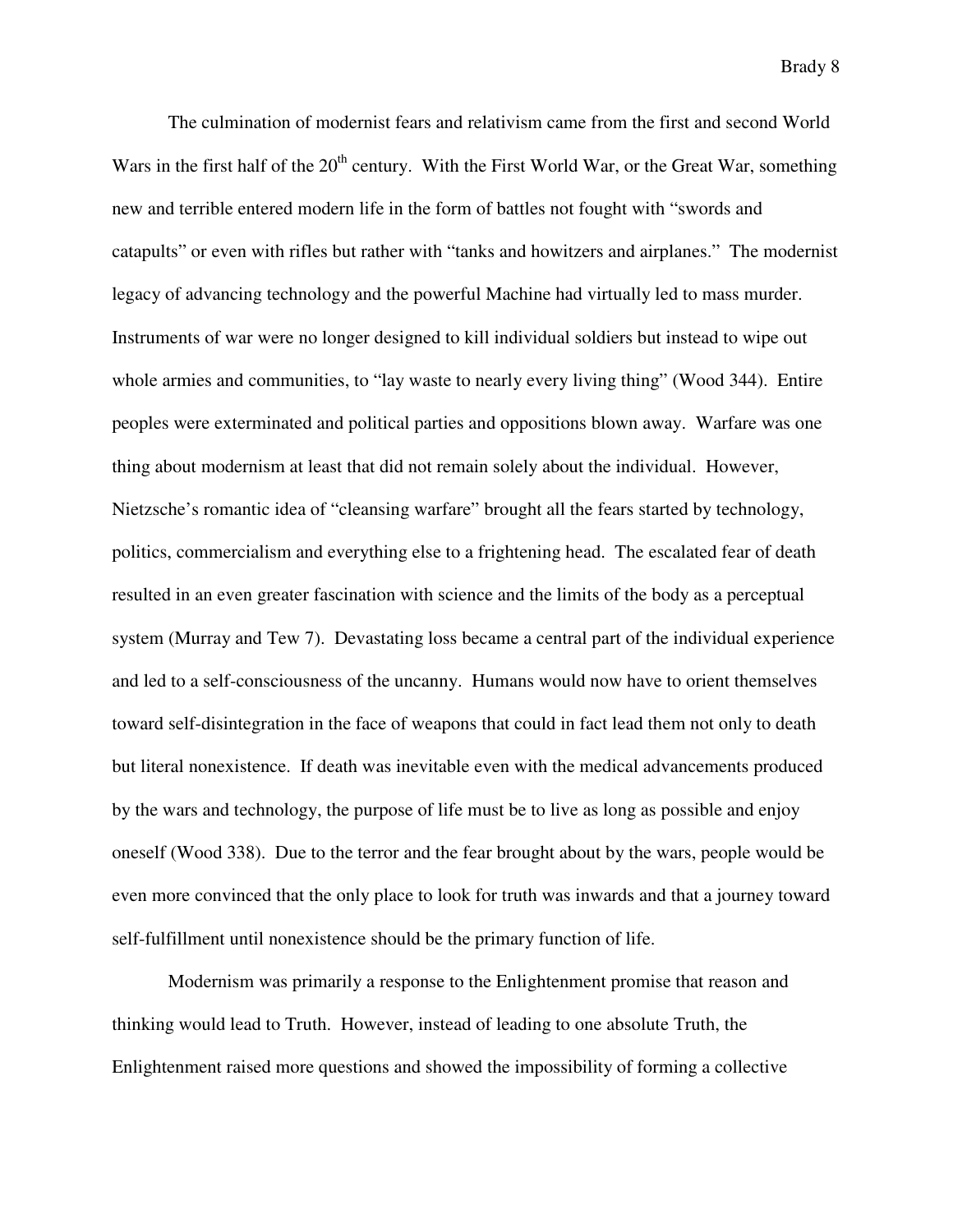The culmination of modernist fears and relativism came from the first and second World Wars in the first half of the 20th century. With the First World War, or the Great War, something new and terrible entered modern life in the form of battles not fought with "swords and catapults" or even with rifles but rather with "tanks and howitzers and airplanes." The modernist legacy of advancing technology and the powerful Machine had virtually led to mass murder. Instruments of war were no longer designed to kill individual soldiers but instead to wipe out whole armies and communities, to "lay waste to nearly every living thing" (Wood 344). Entire peoples were exterminated and political parties and oppositions blown away. Warfare was one thing about modernism at least that did not remain solely about the individual. However, Nietzsche's romantic idea of "cleansing warfare" brought all the fears started by technology, politics, commercialism and everything else to a frightening head. The escalated fear of death resulted in an even greater fascination with science and the limits of the body as a perceptual system (Murray and Tew 7). Devastating loss became a central part of the individual experience and led to a self-consciousness of the uncanny. Humans would now have to orient themselves toward self-disintegration in the face of weapons that could in fact lead them not only to death but literal nonexistence. If death was inevitable even with the medical advancements produced by the wars and technology, the purpose of life must be to live as long as possible and enjoy oneself (Wood 338). Due to the terror and the fear brought about by the wars, people would be even more convinced that the only place to look for truth was inwards and that a journey toward self-fulfillment until nonexistence should be the primary function of life.

Modernism was primarily a response to the Enlightenment promise that reason and thinking would lead to Truth. However, instead of leading to one absolute Truth, the Enlightenment raised more questions and showed the impossibility of forming a collective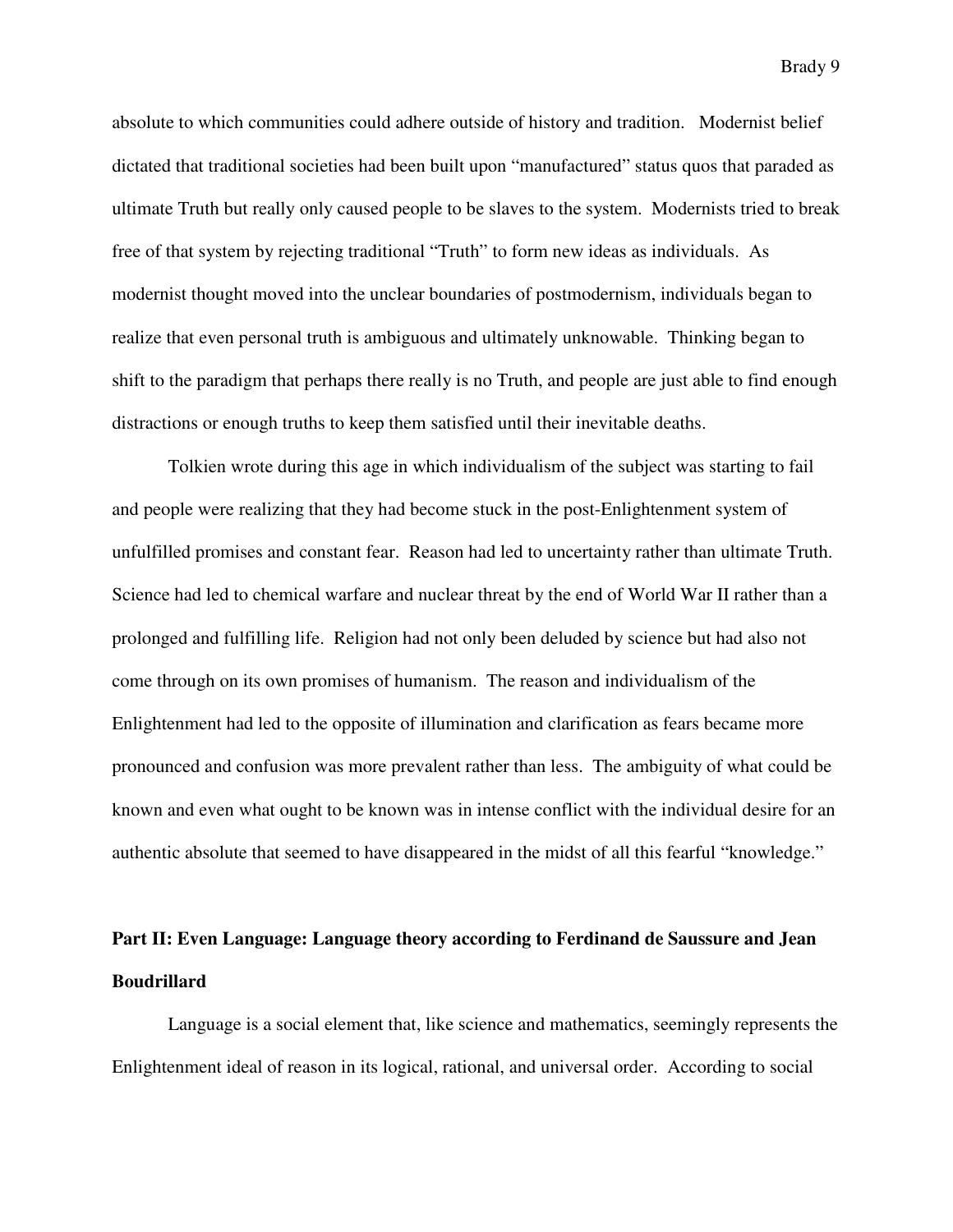absolute to which communities could adhere outside of history and tradition. Modernist belief dictated that traditional societies had been built upon "manufactured" status quos that paraded as ultimate Truth but really only caused people to be slaves to the system. Modernists tried to break free of that system by rejecting traditional "Truth" to form new ideas as individuals. As modernist thought moved into the unclear boundaries of postmodernism, individuals began to realize that even personal truth is ambiguous and ultimately unknowable. Thinking began to shift to the paradigm that perhaps there really is no Truth, and people are just able to find enough distractions or enough truths to keep them satisfied until their inevitable deaths.

Tolkien wrote during this age in which individualism of the subject was starting to fail and people were realizing that they had become stuck in the post-Enlightenment system of unfulfilled promises and constant fear. Reason had led to uncertainty rather than ultimate Truth. Science had led to chemical warfare and nuclear threat by the end of World War II rather than a prolonged and fulfilling life. Religion had not only been deluded by science but had also not come through on its own promises of humanism. The reason and individualism of the Enlightenment had led to the opposite of illumination and clarification as fears became more pronounced and confusion was more prevalent rather than less. The ambiguity of what could be known and even what ought to be known was in intense conflict with the individual desire for an authentic absolute that seemed to have disappeared in the midst of all this fearful "knowledge."

## Part II: Even Language: Language theory according to Ferdinand de Saussure and Jean Boudrillard

Language is a social element that, like science and mathematics, seemingly represents the Enlightenment ideal of reason in its logical, rational, and universal order. According to social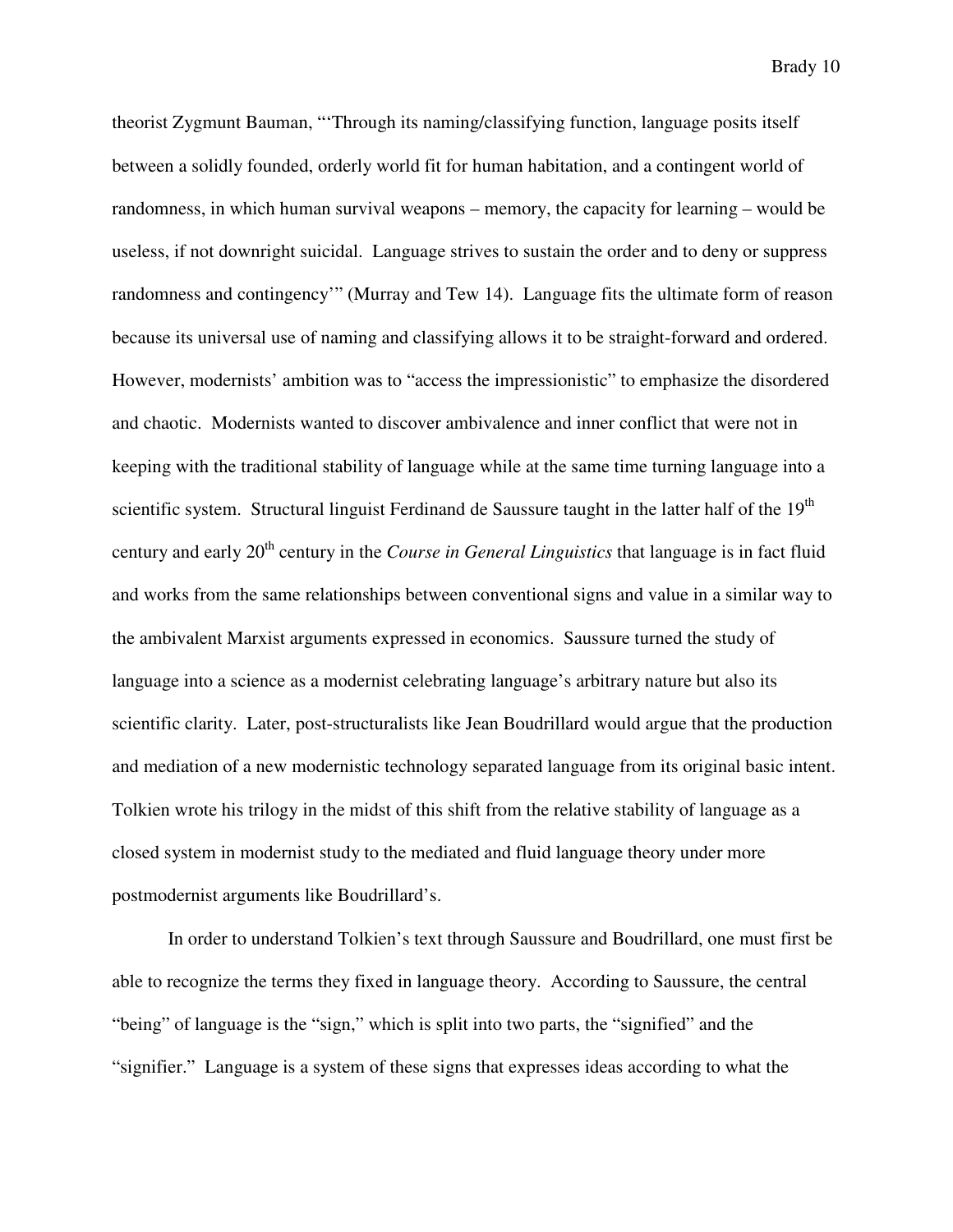theorist Zygmunt Bauman, "'Through its naming/classifying function, language posits itself between a solidly founded, orderly world fit for human habitation, and a contingent world of randomness, in which human survival weapons – memory, the capacity for learning – would be useless, if not downright suicidal. Language strives to sustain the order and to deny or suppress randomness and contingency'" (Murray and Tew 14). Language fits the ultimate form of reason because its universal use of naming and classifying allows it to be straight-forward and ordered. However, modernists' ambition was to "access the impressionistic" to emphasize the disordered and chaotic. Modernists wanted to discover ambivalence and inner conflict that were not in keeping with the traditional stability of language while at the same time turning language into a scientific system. Structural linguist Ferdinand de Saussure taught in the latter half of the 19th century and early 20th century in the *Course in General Linguistics* that language is in fact fluid and works from the same relationships between conventional signs and value in a similar way to the ambivalent Marxist arguments expressed in economics. Saussure turned the study of language into a science as a modernist celebrating language's arbitrary nature but also its scientific clarity. Later, post-structuralists like Jean Boudrillard would argue that the production and mediation of a new modernistic technology separated language from its original basic intent. Tolkien wrote his trilogy in the midst of this shift from the relative stability of language as a closed system in modernist study to the mediated and fluid language theory under more postmodernist arguments like Boudrillard's.

In order to understand Tolkien's text through Saussure and Boudrillard, one must first be able to recognize the terms they fixed in language theory. According to Saussure, the central "being" of language is the "sign," which is split into two parts, the "signified" and the "signifier." Language is a system of these signs that expresses ideas according to what the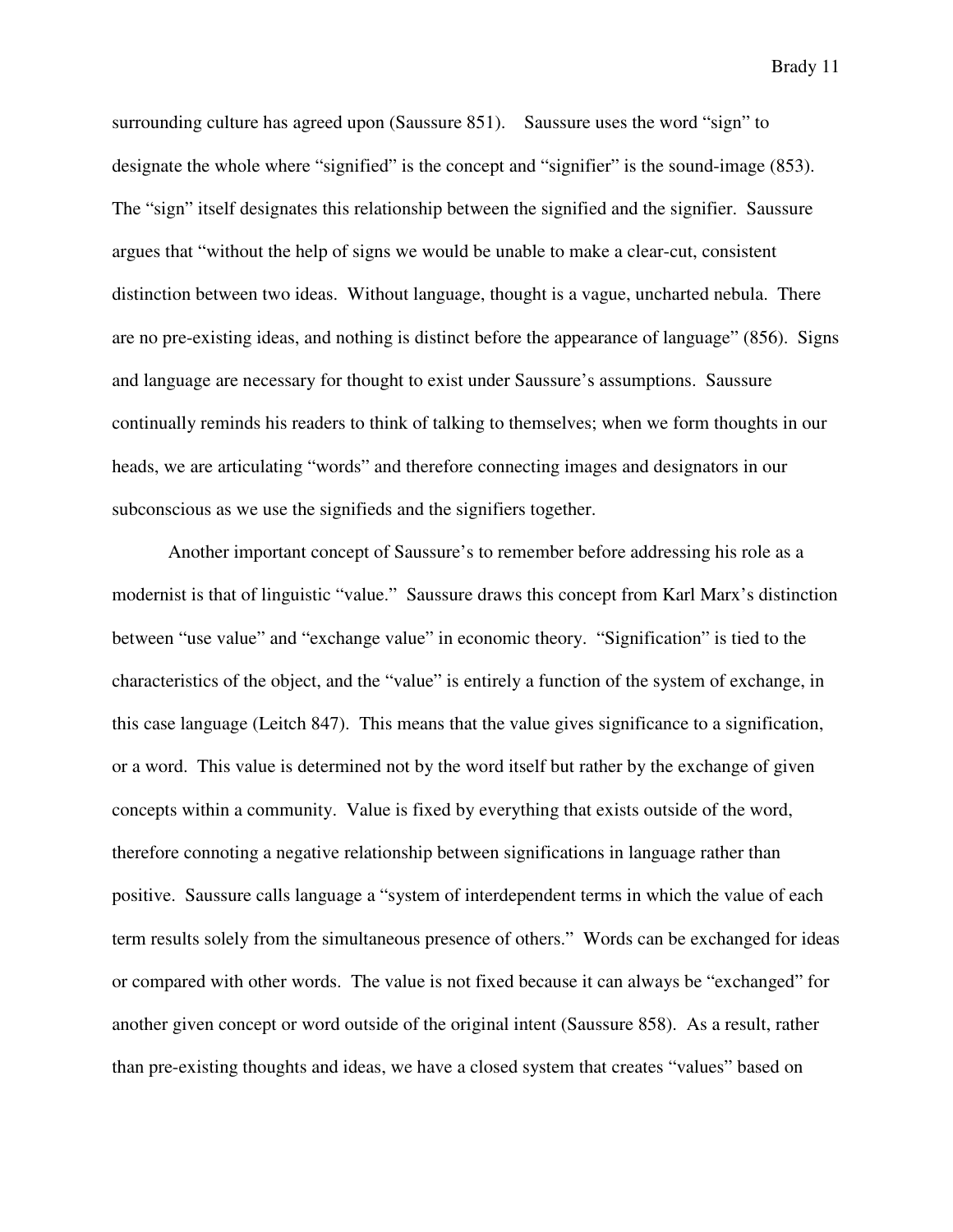surrounding culture has agreed upon (Saussure 851). Saussure uses the word "sign" to designate the whole where "signified" is the concept and "signifier" is the sound-image (853). The "sign" itself designates this relationship between the signified and the signifier. Saussure argues that "without the help of signs we would be unable to make a clear-cut, consistent distinction between two ideas. Without language, thought is a vague, uncharted nebula. There are no pre-existing ideas, and nothing is distinct before the appearance of language" (856). Signs and language are necessary for thought to exist under Saussure's assumptions. Saussure continually reminds his readers to think of talking to themselves; when we form thoughts in our heads, we are articulating "words" and therefore connecting images and designators in our subconscious as we use the signifieds and the signifiers together.

Another important concept of Saussure's to remember before addressing his role as a modernist is that of linguistic "value." Saussure draws this concept from Karl Marx's distinction between "use value" and "exchange value" in economic theory. "Signification" is tied to the characteristics of the object, and the "value" is entirely a function of the system of exchange, in this case language (Leitch 847). This means that the value gives significance to a signification, or a word. This value is determined not by the word itself but rather by the exchange of given concepts within a community. Value is fixed by everything that exists outside of the word, therefore connoting a negative relationship between significations in language rather than positive. Saussure calls language a "system of interdependent terms in which the value of each term results solely from the simultaneous presence of others." Words can be exchanged for ideas or compared with other words. The value is not fixed because it can always be "exchanged" for another given concept or word outside of the original intent (Saussure 858). As a result, rather than pre-existing thoughts and ideas, we have a closed system that creates "values" based on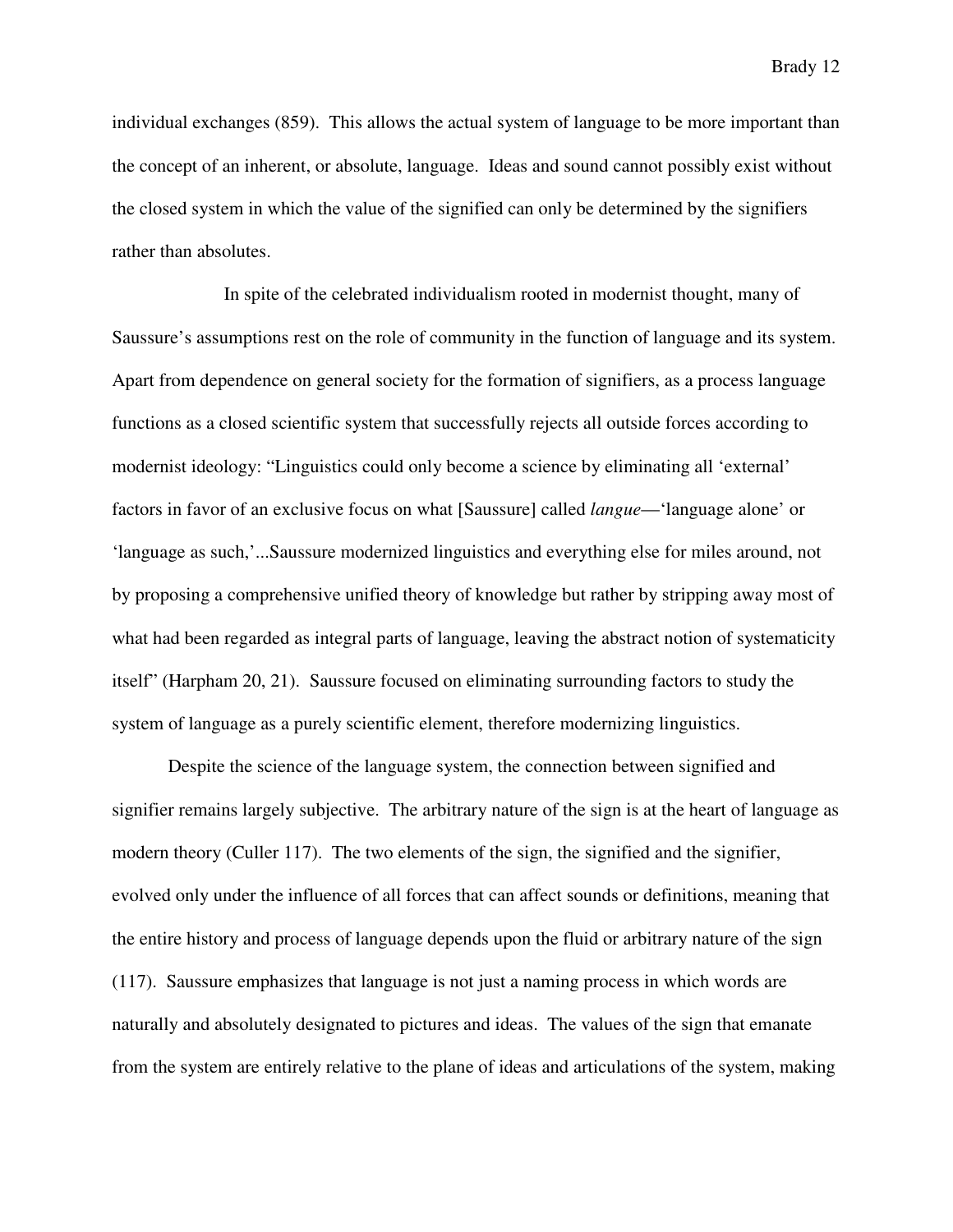individual exchanges (859). This allows the actual system of language to be more important than the concept of an inherent, or absolute, language. Ideas and sound cannot possibly exist without the closed system in which the value of the signified can only be determined by the signifiers rather than absolutes.

In spite of the celebrated individualism rooted in modernist thought, many of Saussure's assumptions rest on the role of community in the function of language and its system. Apart from dependence on general society for the formation of signifiers, as a process language functions as a closed scientific system that successfully rejects all outside forces according to modernist ideology: "Linguistics could only become a science by eliminating all 'external' factors in favor of an exclusive focus on what [Saussure] called *langue*—'language alone' or 'language as such,'...Saussure modernized linguistics and everything else for miles around, not by proposing a comprehensive unified theory of knowledge but rather by stripping away most of what had been regarded as integral parts of language, leaving the abstract notion of systematicity itself" (Harpham 20, 21). Saussure focused on eliminating surrounding factors to study the system of language as a purely scientific element, therefore modernizing linguistics.

Despite the science of the language system, the connection between signified and signifier remains largely subjective. The arbitrary nature of the sign is at the heart of language as modern theory (Culler 117). The two elements of the sign, the signified and the signifier, evolved only under the influence of all forces that can affect sounds or definitions, meaning that the entire history and process of language depends upon the fluid or arbitrary nature of the sign (117). Saussure emphasizes that language is not just a naming process in which words are naturally and absolutely designated to pictures and ideas. The values of the sign that emanate from the system are entirely relative to the plane of ideas and articulations of the system, making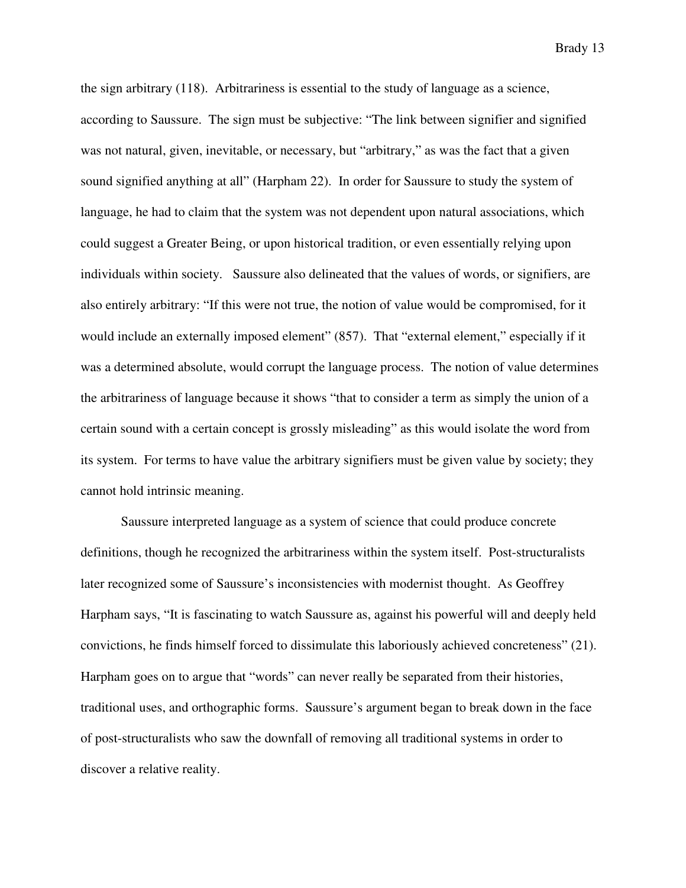the sign arbitrary (118). Arbitrariness is essential to the study of language as a science, according to Saussure. The sign must be subjective: "The link between signifier and signified was not natural, given, inevitable, or necessary, but "arbitrary," as was the fact that a given sound signified anything at all" (Harpham 22). In order for Saussure to study the system of language, he had to claim that the system was not dependent upon natural associations, which could suggest a Greater Being, or upon historical tradition, or even essentially relying upon individuals within society. Saussure also delineated that the values of words, or signifiers, are also entirely arbitrary: "If this were not true, the notion of value would be compromised, for it would include an externally imposed element" (857). That "external element," especially if it was a determined absolute, would corrupt the language process. The notion of value determines the arbitrariness of language because it shows "that to consider a term as simply the union of a certain sound with a certain concept is grossly misleading" as this would isolate the word from its system. For terms to have value the arbitrary signifiers must be given value by society; they cannot hold intrinsic meaning.

Saussure interpreted language as a system of science that could produce concrete definitions, though he recognized the arbitrariness within the system itself. Post-structuralists later recognized some of Saussure's inconsistencies with modernist thought. As Geoffrey Harpham says, "It is fascinating to watch Saussure as, against his powerful will and deeply held convictions, he finds himself forced to dissimulate this laboriously achieved concreteness" (21). Harpham goes on to argue that "words" can never really be separated from their histories, traditional uses, and orthographic forms. Saussure's argument began to break down in the face of post-structuralists who saw the downfall of removing all traditional systems in order to discover a relative reality.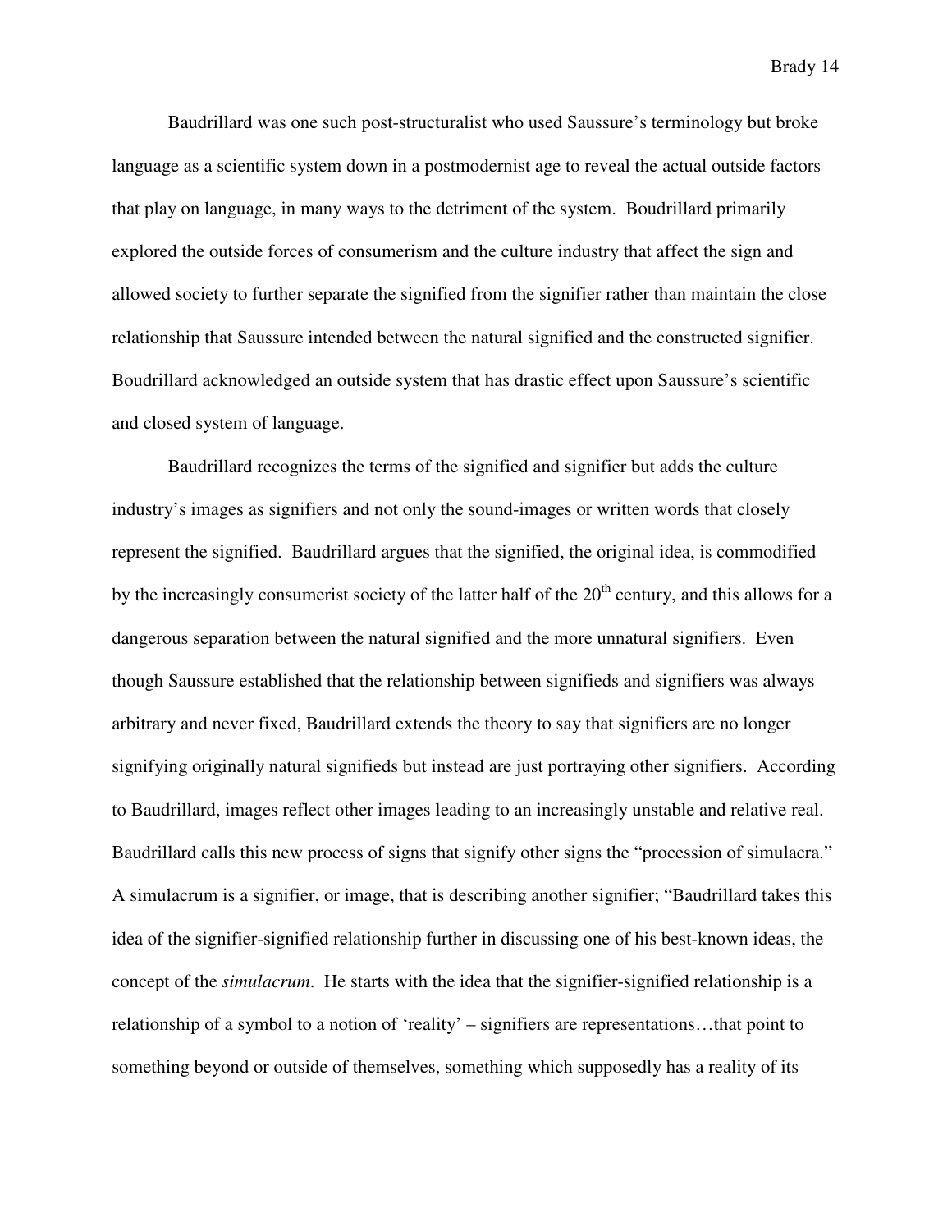Baudrillard was one such post-structuralist who used Saussure's terminology but broke language as a scientific system down in a postmodernist age to reveal the actual outside factors that play on language, in many ways to the detriment of the system. Boudrillard primarily explored the outside forces of consumerism and the culture industry that affect the sign and allowed society to further separate the signified from the signifier rather than maintain the close relationship that Saussure intended between the natural signified and the constructed signifier. Boudrillard acknowledged an outside system that has drastic effect upon Saussure's scientific and closed system of language.

Baudrillard recognizes the terms of the signified and signifier but adds the culture industry's images as signifiers and not only the sound-images or written words that closely represent the signified. Baudrillard argues that the signified, the original idea, is commodified by the increasingly consumerist society of the latter half of the 20th century, and this allows for a dangerous separation between the natural signified and the more unnatural signifiers. Even though Saussure established that the relationship between signifieds and signifiers was always arbitrary and never fixed, Baudrillard extends the theory to say that signifiers are no longer signifying originally natural signifieds but instead are just portraying other signifiers. According to Baudrillard, images reflect other images leading to an increasingly unstable and relative real. Baudrillard calls this new process of signs that signify other signs the "procession of simulacra." A simulacrum is a signifier, or image, that is describing another signifier; "Baudrillard takes this idea of the signifier-signified relationship further in discussing one of his best-known ideas, the concept of the *simulacrum*. He starts with the idea that the signifier-signified relationship is a relationship of a symbol to a notion of 'reality' – signifiers are representations…that point to something beyond or outside of themselves, something which supposedly has a reality of its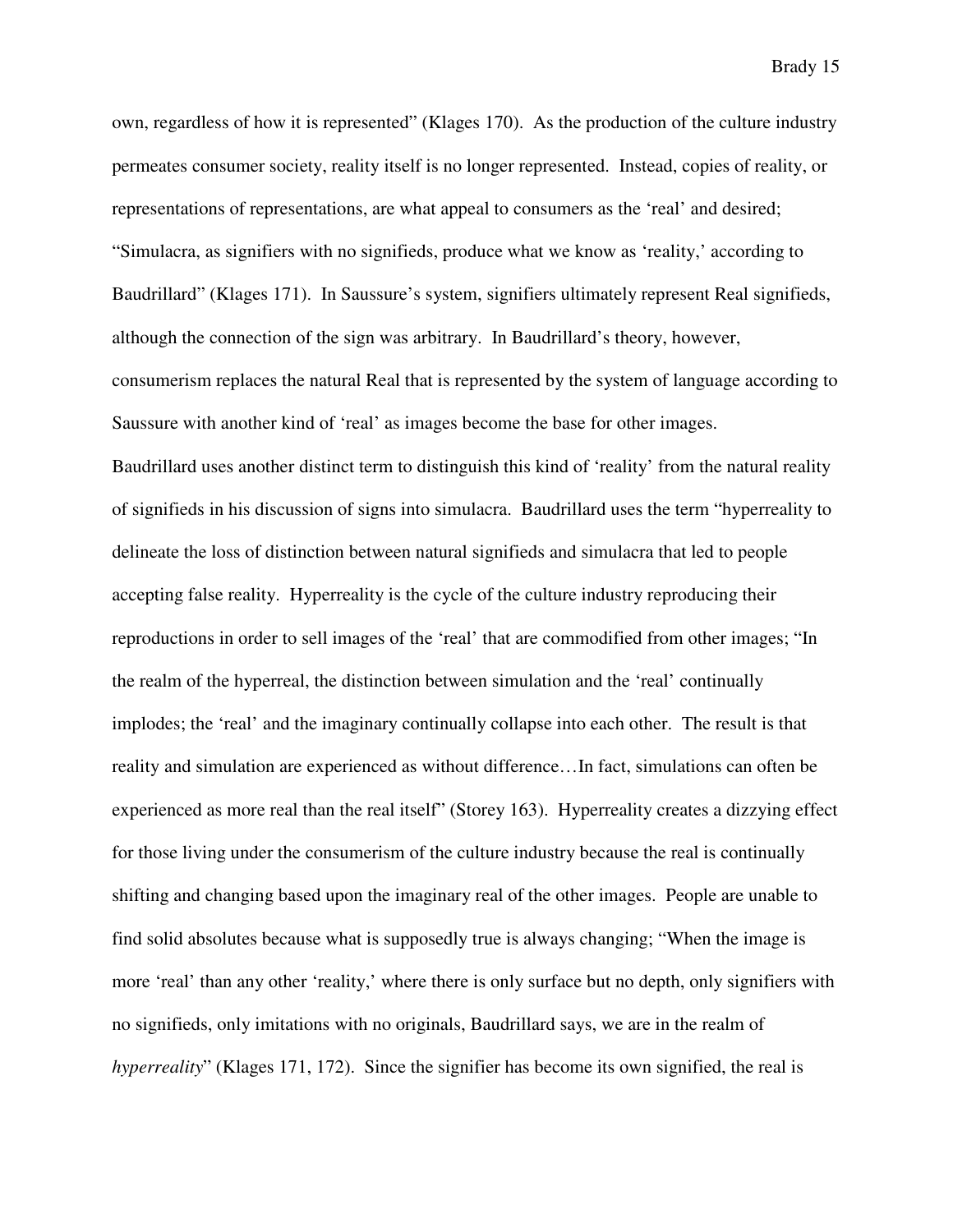own, regardless of how it is represented" (Klages 170). As the production of the culture industry permeates consumer society, reality itself is no longer represented. Instead, copies of reality, or representations of representations, are what appeal to consumers as the 'real' and desired; "Simulacra, as signifiers with no signifieds, produce what we know as 'reality,' according to Baudrillard" (Klages 171). In Saussure's system, signifiers ultimately represent Real signifieds, although the connection of the sign was arbitrary. In Baudrillard's theory, however, consumerism replaces the natural Real that is represented by the system of language according to Saussure with another kind of 'real' as images become the base for other images.

Baudrillard uses another distinct term to distinguish this kind of 'reality' from the natural reality of signifieds in his discussion of signs into simulacra. Baudrillard uses the term "hyperreality to delineate the loss of distinction between natural signifieds and simulacra that led to people accepting false reality. Hyperreality is the cycle of the culture industry reproducing their reproductions in order to sell images of the 'real' that are commodified from other images; "In the realm of the hyperreal, the distinction between simulation and the 'real' continually implodes; the 'real' and the imaginary continually collapse into each other. The result is that reality and simulation are experienced as without difference…In fact, simulations can often be experienced as more real than the real itself" (Storey 163). Hyperreality creates a dizzying effect for those living under the consumerism of the culture industry because the real is continually shifting and changing based upon the imaginary real of the other images. People are unable to find solid absolutes because what is supposedly true is always changing; "When the image is more 'real' than any other 'reality,' where there is only surface but no depth, only signifiers with no signifieds, only imitations with no originals, Baudrillard says, we are in the realm of *hyperreality*" (Klages 171, 172). Since the signifier has become its own signified, the real is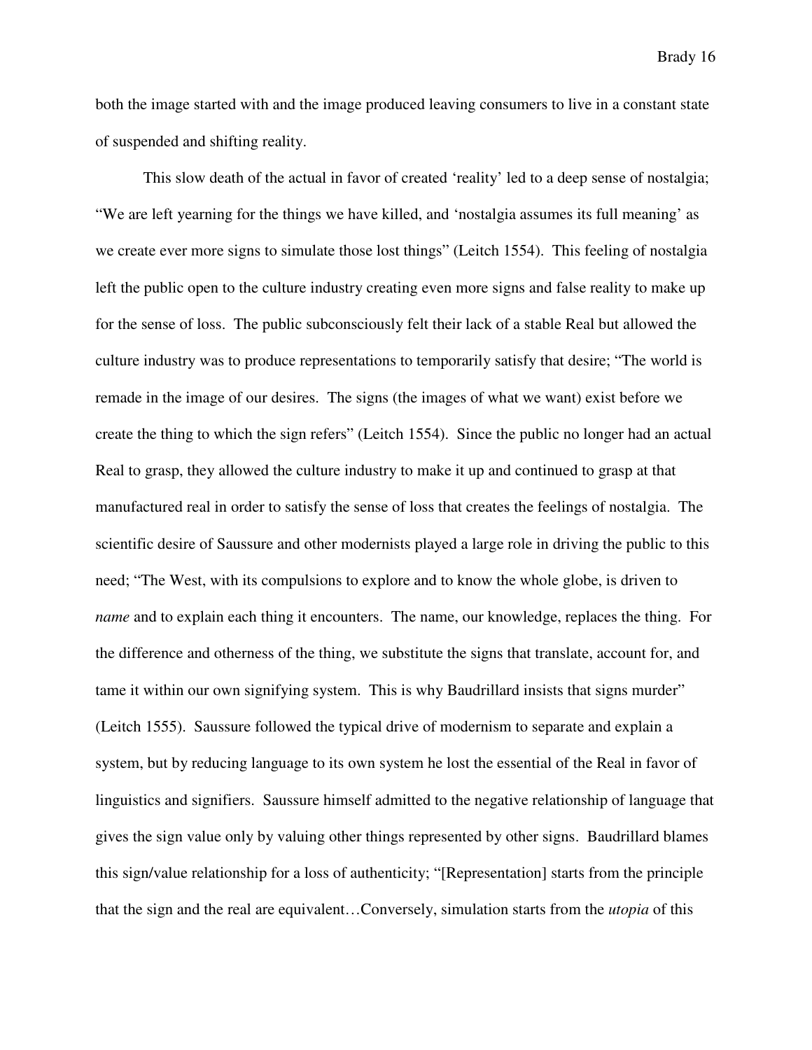both the image started with and the image produced leaving consumers to live in a constant state of suspended and shifting reality.

This slow death of the actual in favor of created 'reality' led to a deep sense of nostalgia; "We are left yearning for the things we have killed, and 'nostalgia assumes its full meaning' as we create ever more signs to simulate those lost things" (Leitch 1554). This feeling of nostalgia left the public open to the culture industry creating even more signs and false reality to make up for the sense of loss. The public subconsciously felt their lack of a stable Real but allowed the culture industry was to produce representations to temporarily satisfy that desire; "The world is remade in the image of our desires. The signs (the images of what we want) exist before we create the thing to which the sign refers" (Leitch 1554). Since the public no longer had an actual Real to grasp, they allowed the culture industry to make it up and continued to grasp at that manufactured real in order to satisfy the sense of loss that creates the feelings of nostalgia. The scientific desire of Saussure and other modernists played a large role in driving the public to this need; "The West, with its compulsions to explore and to know the whole globe, is driven to *name* and to explain each thing it encounters. The name, our knowledge, replaces the thing. For the difference and otherness of the thing, we substitute the signs that translate, account for, and tame it within our own signifying system. This is why Baudrillard insists that signs murder" (Leitch 1555). Saussure followed the typical drive of modernism to separate and explain a system, but by reducing language to its own system he lost the essential of the Real in favor of linguistics and signifiers. Saussure himself admitted to the negative relationship of language that gives the sign value only by valuing other things represented by other signs. Baudrillard blames this sign/value relationship for a loss of authenticity; "[Representation] starts from the principle that the sign and the real are equivalent…Conversely, simulation starts from the *utopia* of this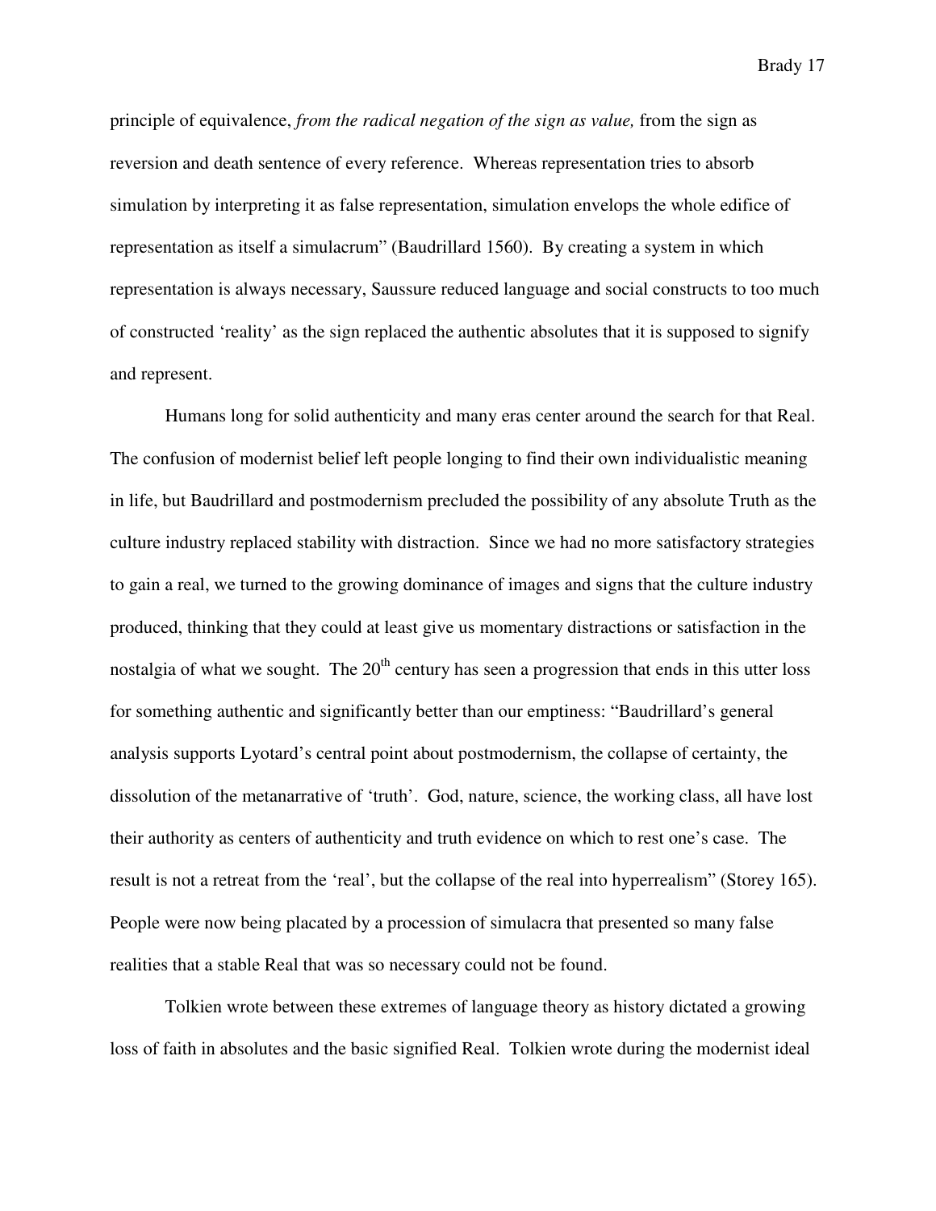principle of equivalence, *from the radical negation of the sign as value,* from the sign as reversion and death sentence of every reference. Whereas representation tries to absorb simulation by interpreting it as false representation, simulation envelops the whole edifice of representation as itself a simulacrum" (Baudrillard 1560). By creating a system in which representation is always necessary, Saussure reduced language and social constructs to too much of constructed 'reality' as the sign replaced the authentic absolutes that it is supposed to signify and represent.

Humans long for solid authenticity and many eras center around the search for that Real. The confusion of modernist belief left people longing to find their own individualistic meaning in life, but Baudrillard and postmodernism precluded the possibility of any absolute Truth as the culture industry replaced stability with distraction. Since we had no more satisfactory strategies to gain a real, we turned to the growing dominance of images and signs that the culture industry produced, thinking that they could at least give us momentary distractions or satisfaction in the nostalgia of what we sought. The 20th century has seen a progression that ends in this utter loss for something authentic and significantly better than our emptiness: "Baudrillard's general analysis supports Lyotard's central point about postmodernism, the collapse of certainty, the dissolution of the metanarrative of 'truth'. God, nature, science, the working class, all have lost their authority as centers of authenticity and truth evidence on which to rest one's case. The result is not a retreat from the 'real', but the collapse of the real into hyperrealism" (Storey 165). People were now being placated by a procession of simulacra that presented so many false realities that a stable Real that was so necessary could not be found.

Tolkien wrote between these extremes of language theory as history dictated a growing loss of faith in absolutes and the basic signified Real. Tolkien wrote during the modernist ideal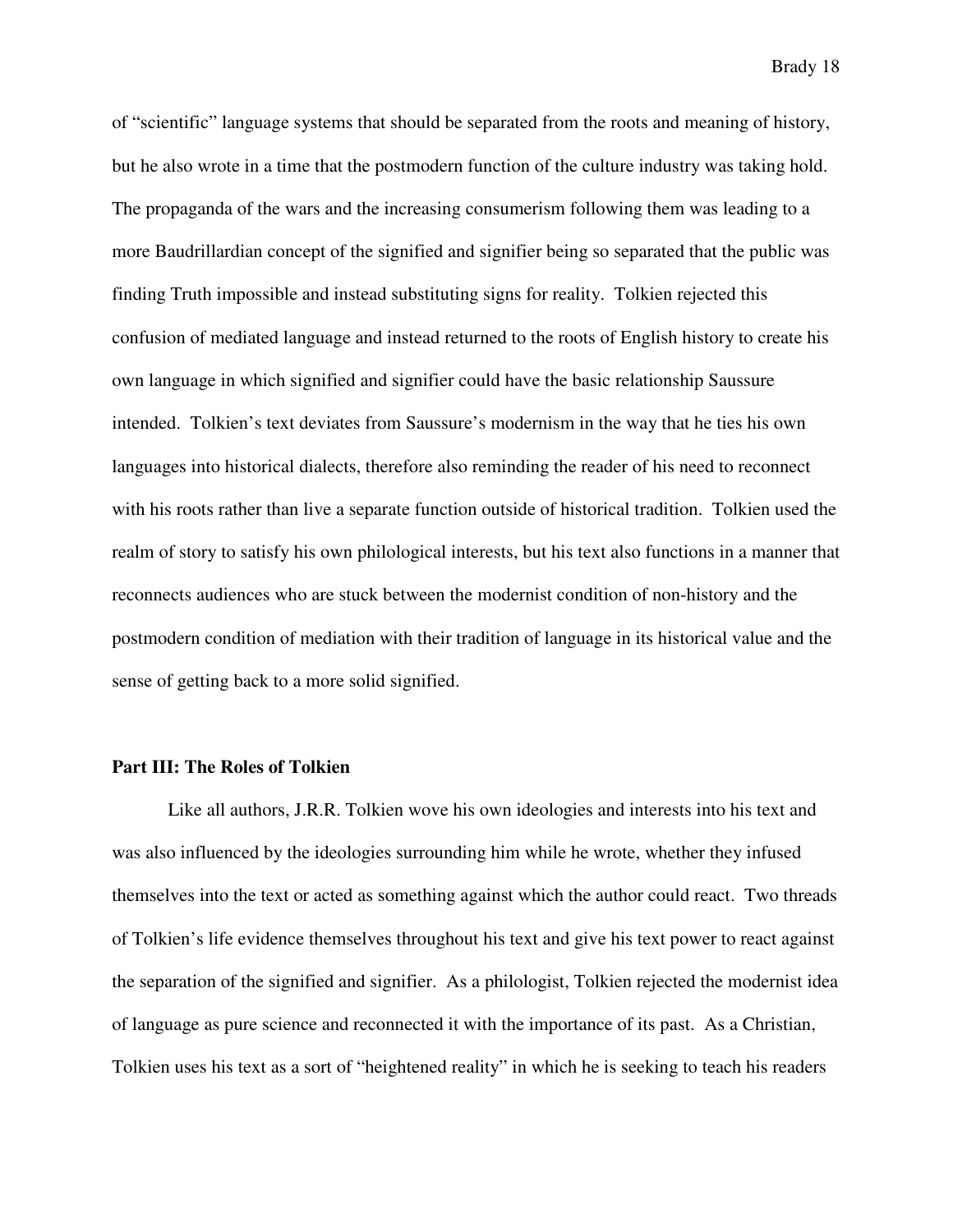of "scientific" language systems that should be separated from the roots and meaning of history, but he also wrote in a time that the postmodern function of the culture industry was taking hold. The propaganda of the wars and the increasing consumerism following them was leading to a more Baudrillardian concept of the signified and signifier being so separated that the public was finding Truth impossible and instead substituting signs for reality. Tolkien rejected this confusion of mediated language and instead returned to the roots of English history to create his own language in which signified and signifier could have the basic relationship Saussure intended. Tolkien's text deviates from Saussure's modernism in the way that he ties his own languages into historical dialects, therefore also reminding the reader of his need to reconnect with his roots rather than live a separate function outside of historical tradition. Tolkien used the realm of story to satisfy his own philological interests, but his text also functions in a manner that reconnects audiences who are stuck between the modernist condition of non-history and the postmodern condition of mediation with their tradition of language in its historical value and the sense of getting back to a more solid signified.

**Part III: The Roles of Tolkien**

Like all authors, J.R.R. Tolkien wove his own ideologies and interests into his text and was also influenced by the ideologies surrounding him while he wrote, whether they infused themselves into the text or acted as something against which the author could react. Two threads of Tolkien's life evidence themselves throughout his text and give his text power to react against the separation of the signified and signifier. As a philologist, Tolkien rejected the modernist idea of language as pure science and reconnected it with the importance of its past. As a Christian, Tolkien uses his text as a sort of "heightened reality" in which he is seeking to teach his readers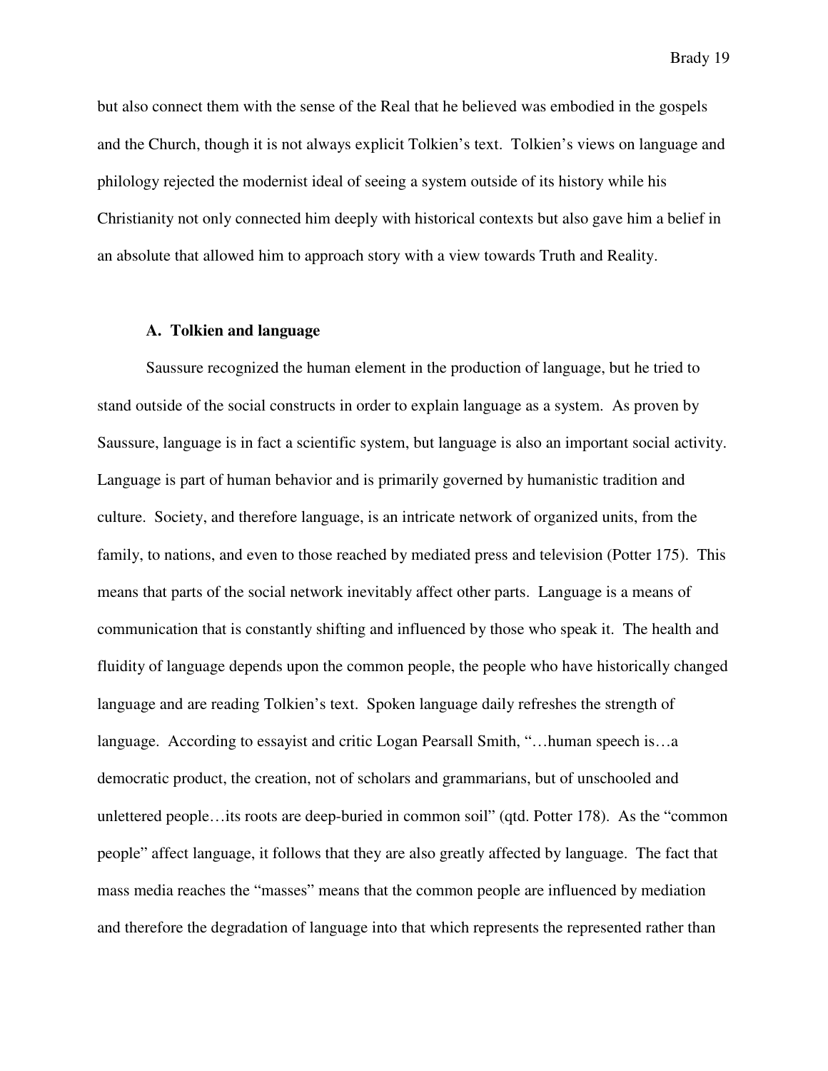but also connect them with the sense of the Real that he believed was embodied in the gospels and the Church, though it is not always explicit Tolkien's text. Tolkien's views on language and philology rejected the modernist ideal of seeing a system outside of its history while his Christianity not only connected him deeply with historical contexts but also gave him a belief in an absolute that allowed him to approach story with a view towards Truth and Reality.

### A. Tolkien and language

Saussure recognized the human element in the production of language, but he tried to stand outside of the social constructs in order to explain language as a system. As proven by Saussure, language is in fact a scientific system, but language is also an important social activity. Language is part of human behavior and is primarily governed by humanistic tradition and culture. Society, and therefore language, is an intricate network of organized units, from the family, to nations, and even to those reached by mediated press and television (Potter 175). This means that parts of the social network inevitably affect other parts. Language is a means of communication that is constantly shifting and influenced by those who speak it. The health and fluidity of language depends upon the common people, the people who have historically changed language and are reading Tolkien's text. Spoken language daily refreshes the strength of language. According to essayist and critic Logan Pearsall Smith, "…human speech is…a democratic product, the creation, not of scholars and grammarians, but of unschooled and unlettered people…its roots are deep-buried in common soil" (qtd. Potter 178). As the "common people" affect language, it follows that they are also greatly affected by language. The fact that mass media reaches the "masses" means that the common people are influenced by mediation and therefore the degradation of language into that which represents the represented rather than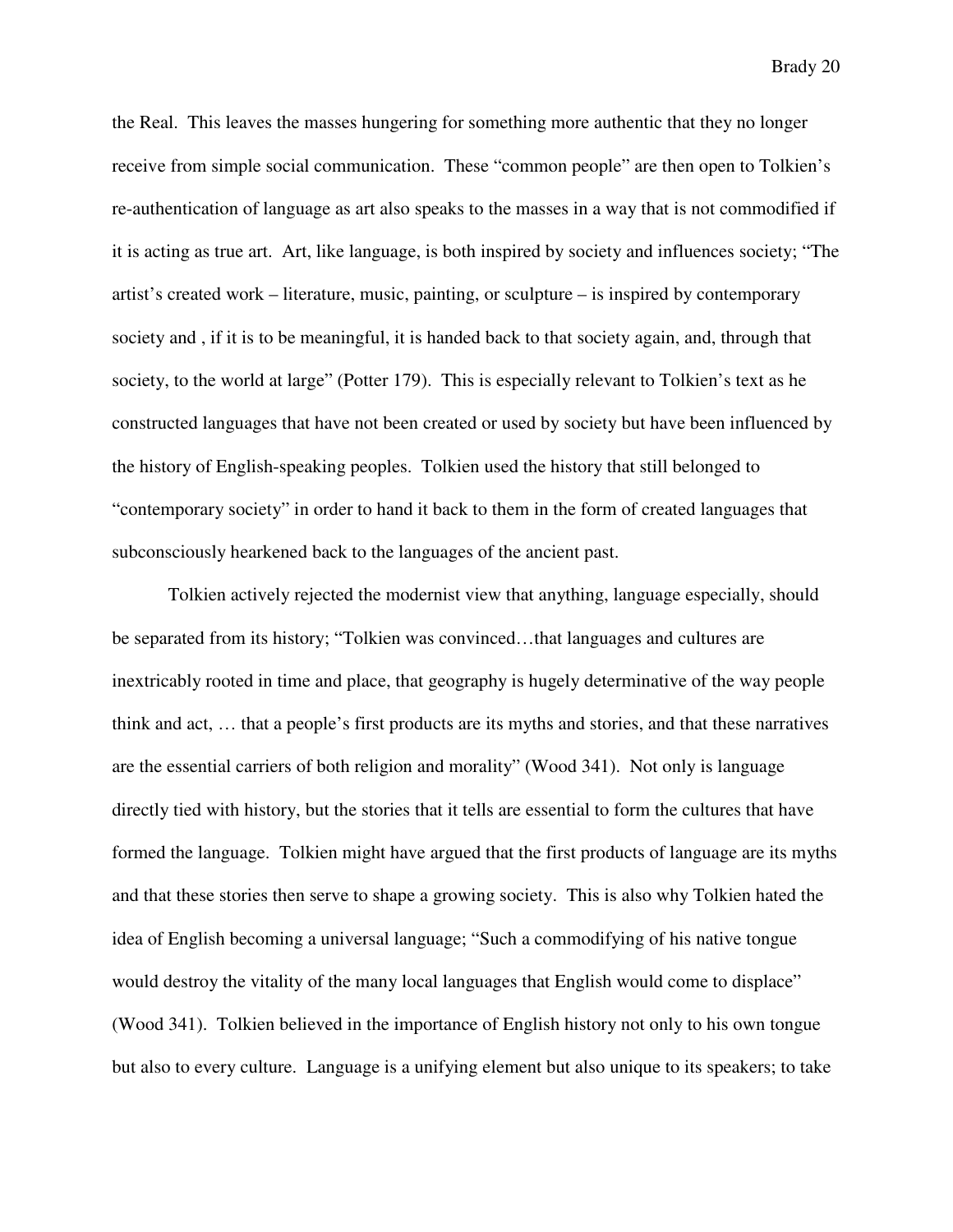the Real. This leaves the masses hungering for something more authentic that they no longer receive from simple social communication. These "common people" are then open to Tolkien's re-authentication of language as art also speaks to the masses in a way that is not commodified if it is acting as true art. Art, like language, is both inspired by society and influences society; "The artist's created work – literature, music, painting, or sculpture – is inspired by contemporary society and , if it is to be meaningful, it is handed back to that society again, and, through that society, to the world at large" (Potter 179). This is especially relevant to Tolkien's text as he constructed languages that have not been created or used by society but have been influenced by the history of English-speaking peoples. Tolkien used the history that still belonged to "contemporary society" in order to hand it back to them in the form of created languages that subconsciously hearkened back to the languages of the ancient past.

Tolkien actively rejected the modernist view that anything, language especially, should be separated from its history; "Tolkien was convinced…that languages and cultures are inextricably rooted in time and place, that geography is hugely determinative of the way people think and act, … that a people's first products are its myths and stories, and that these narratives are the essential carriers of both religion and morality" (Wood 341). Not only is language directly tied with history, but the stories that it tells are essential to form the cultures that have formed the language. Tolkien might have argued that the first products of language are its myths and that these stories then serve to shape a growing society. This is also why Tolkien hated the idea of English becoming a universal language; "Such a commodifying of his native tongue would destroy the vitality of the many local languages that English would come to displace" (Wood 341). Tolkien believed in the importance of English history not only to his own tongue but also to every culture. Language is a unifying element but also unique to its speakers; to take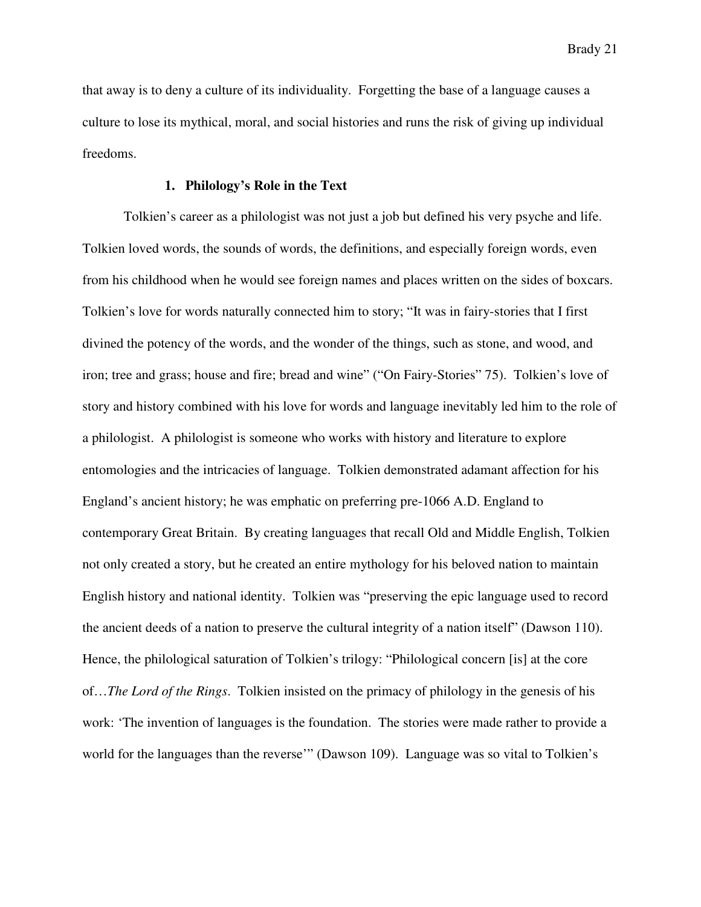that away is to deny a culture of its individuality. Forgetting the base of a language causes a culture to lose its mythical, moral, and social histories and runs the risk of giving up individual freedoms.

### 1. Philology's Role in the Text

Tolkien's career as a philologist was not just a job but defined his very psyche and life. Tolkien loved words, the sounds of words, the definitions, and especially foreign words, even from his childhood when he would see foreign names and places written on the sides of boxcars. Tolkien's love for words naturally connected him to story; "It was in fairy-stories that I first divined the potency of the words, and the wonder of the things, such as stone, and wood, and iron; tree and grass; house and fire; bread and wine" ("On Fairy-Stories" 75). Tolkien's love of story and history combined with his love for words and language inevitably led him to the role of a philologist. A philologist is someone who works with history and literature to explore entomologies and the intricacies of language. Tolkien demonstrated adamant affection for his England's ancient history; he was emphatic on preferring pre-1066 A.D. England to contemporary Great Britain. By creating languages that recall Old and Middle English, Tolkien not only created a story, but he created an entire mythology for his beloved nation to maintain English history and national identity. Tolkien was "preserving the epic language used to record the ancient deeds of a nation to preserve the cultural integrity of a nation itself" (Dawson 110). Hence, the philological saturation of Tolkien's trilogy: "Philological concern [is] at the core of…*The Lord of the Rings*. Tolkien insisted on the primacy of philology in the genesis of his work: 'The invention of languages is the foundation. The stories were made rather to provide a world for the languages than the reverse'" (Dawson 109). Language was so vital to Tolkien's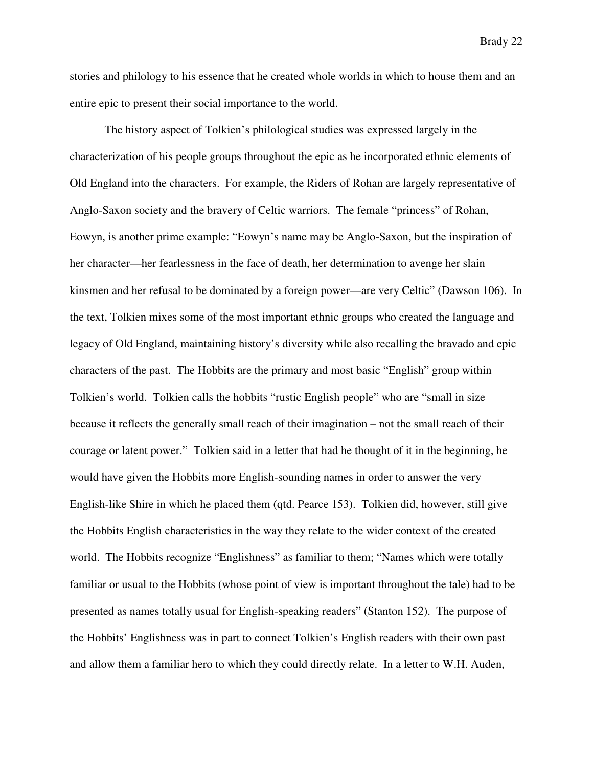stories and philology to his essence that he created whole worlds in which to house them and an entire epic to present their social importance to the world.

The history aspect of Tolkien's philological studies was expressed largely in the characterization of his people groups throughout the epic as he incorporated ethnic elements of Old England into the characters. For example, the Riders of Rohan are largely representative of Anglo-Saxon society and the bravery of Celtic warriors. The female "princess" of Rohan, Eowyn, is another prime example: "Eowyn's name may be Anglo-Saxon, but the inspiration of her character—her fearlessness in the face of death, her determination to avenge her slain kinsmen and her refusal to be dominated by a foreign power—are very Celtic" (Dawson 106). In the text, Tolkien mixes some of the most important ethnic groups who created the language and legacy of Old England, maintaining history's diversity while also recalling the bravado and epic characters of the past. The Hobbits are the primary and most basic "English" group within Tolkien's world. Tolkien calls the hobbits "rustic English people" who are "small in size because it reflects the generally small reach of their imagination – not the small reach of their courage or latent power." Tolkien said in a letter that had he thought of it in the beginning, he would have given the Hobbits more English-sounding names in order to answer the very English-like Shire in which he placed them (qtd. Pearce 153). Tolkien did, however, still give the Hobbits English characteristics in the way they relate to the wider context of the created world. The Hobbits recognize "Englishness" as familiar to them; "Names which were totally familiar or usual to the Hobbits (whose point of view is important throughout the tale) had to be presented as names totally usual for English-speaking readers" (Stanton 152). The purpose of the Hobbits' Englishness was in part to connect Tolkien's English readers with their own past and allow them a familiar hero to which they could directly relate. In a letter to W.H. Auden,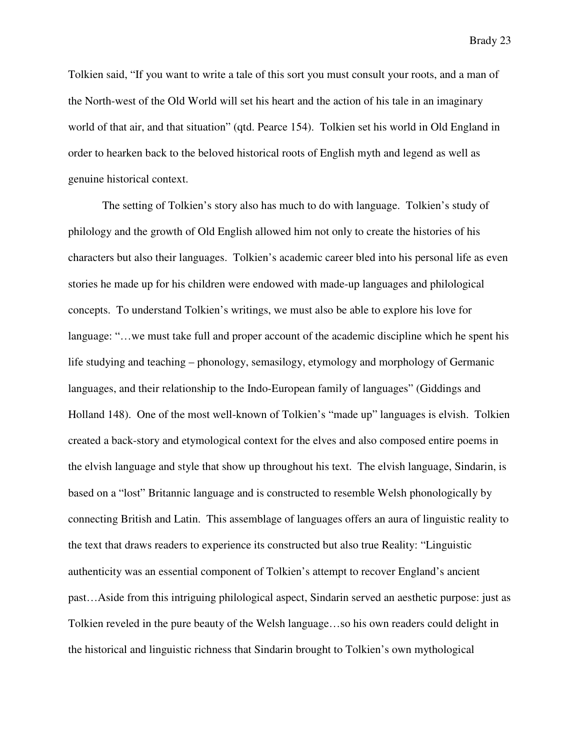Tolkien said, "If you want to write a tale of this sort you must consult your roots, and a man of the North-west of the Old World will set his heart and the action of his tale in an imaginary world of that air, and that situation" (qtd. Pearce 154). Tolkien set his world in Old England in order to hearken back to the beloved historical roots of English myth and legend as well as genuine historical context.

The setting of Tolkien's story also has much to do with language. Tolkien's study of philology and the growth of Old English allowed him not only to create the histories of his characters but also their languages. Tolkien's academic career bled into his personal life as even stories he made up for his children were endowed with made-up languages and philological concepts. To understand Tolkien's writings, we must also be able to explore his love for language: "…we must take full and proper account of the academic discipline which he spent his life studying and teaching – phonology, semasilogy, etymology and morphology of Germanic languages, and their relationship to the Indo-European family of languages" (Giddings and Holland 148). One of the most well-known of Tolkien's "made up" languages is elvish. Tolkien created a back-story and etymological context for the elves and also composed entire poems in the elvish language and style that show up throughout his text. The elvish language, Sindarin, is based on a "lost" Britannic language and is constructed to resemble Welsh phonologically by connecting British and Latin. This assemblage of languages offers an aura of linguistic reality to the text that draws readers to experience its constructed but also true Reality: "Linguistic authenticity was an essential component of Tolkien's attempt to recover England's ancient past…Aside from this intriguing philological aspect, Sindarin served an aesthetic purpose: just as Tolkien reveled in the pure beauty of the Welsh language…so his own readers could delight in the historical and linguistic richness that Sindarin brought to Tolkien's own mythological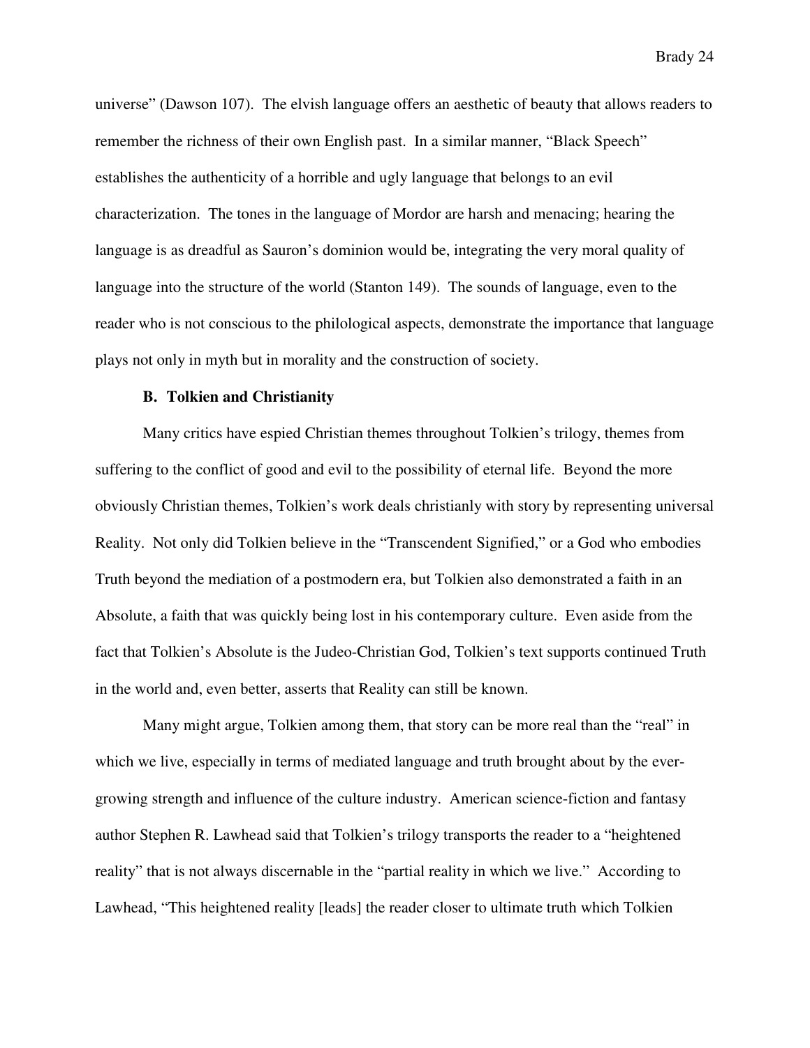universe" (Dawson 107). The elvish language offers an aesthetic of beauty that allows readers to remember the richness of their own English past. In a similar manner, "Black Speech" establishes the authenticity of a horrible and ugly language that belongs to an evil characterization. The tones in the language of Mordor are harsh and menacing; hearing the language is as dreadful as Sauron's dominion would be, integrating the very moral quality of language into the structure of the world (Stanton 149). The sounds of language, even to the reader who is not conscious to the philological aspects, demonstrate the importance that language plays not only in myth but in morality and the construction of society.

### B. Tolkien and Christianity

Many critics have espied Christian themes throughout Tolkien's trilogy, themes from suffering to the conflict of good and evil to the possibility of eternal life. Beyond the more obviously Christian themes, Tolkien's work deals christianly with story by representing universal Reality. Not only did Tolkien believe in the "Transcendent Signified," or a God who embodies Truth beyond the mediation of a postmodern era, but Tolkien also demonstrated a faith in an Absolute, a faith that was quickly being lost in his contemporary culture. Even aside from the fact that Tolkien's Absolute is the Judeo-Christian God, Tolkien's text supports continued Truth in the world and, even better, asserts that Reality can still be known.

Many might argue, Tolkien among them, that story can be more real than the "real" in which we live, especially in terms of mediated language and truth brought about by the ever-growing strength and influence of the culture industry. American science-fiction and fantasy author Stephen R. Lawhead said that Tolkien's trilogy transports the reader to a "heightened reality" that is not always discernable in the "partial reality in which we live." According to Lawhead, "This heightened reality [leads] the reader closer to ultimate truth which Tolkien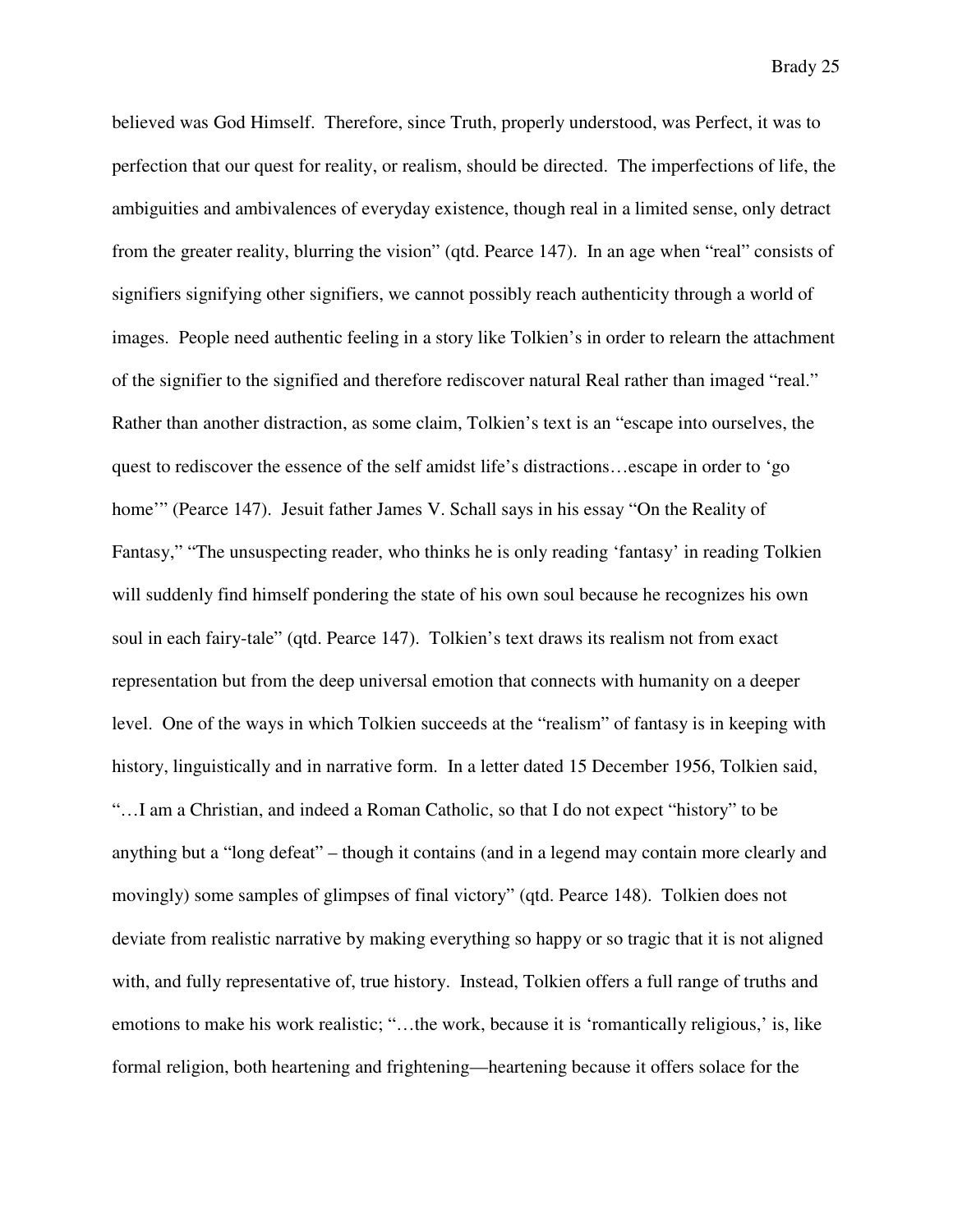believed was God Himself. Therefore, since Truth, properly understood, was Perfect, it was to perfection that our quest for reality, or realism, should be directed. The imperfections of life, the ambiguities and ambivalences of everyday existence, though real in a limited sense, only detract from the greater reality, blurring the vision" (qtd. Pearce 147). In an age when "real" consists of signifiers signifying other signifiers, we cannot possibly reach authenticity through a world of images. People need authentic feeling in a story like Tolkien's in order to relearn the attachment of the signifier to the signified and therefore rediscover natural Real rather than imaged "real." Rather than another distraction, as some claim, Tolkien's text is an "escape into ourselves, the quest to rediscover the essence of the self amidst life's distractions…escape in order to 'go home'" (Pearce 147). Jesuit father James V. Schall says in his essay "On the Reality of Fantasy," "The unsuspecting reader, who thinks he is only reading 'fantasy' in reading Tolkien will suddenly find himself pondering the state of his own soul because he recognizes his own soul in each fairy-tale" (qtd. Pearce 147). Tolkien's text draws its realism not from exact representation but from the deep universal emotion that connects with humanity on a deeper level. One of the ways in which Tolkien succeeds at the "realism" of fantasy is in keeping with history, linguistically and in narrative form. In a letter dated 15 December 1956, Tolkien said, "…I am a Christian, and indeed a Roman Catholic, so that I do not expect "history" to be anything but a "long defeat" – though it contains (and in a legend may contain more clearly and movingly) some samples of glimpses of final victory" (qtd. Pearce 148). Tolkien does not deviate from realistic narrative by making everything so happy or so tragic that it is not aligned with, and fully representative of, true history. Instead, Tolkien offers a full range of truths and emotions to make his work realistic; "…the work, because it is 'romantically religious,' is, like formal religion, both heartening and frightening—heartening because it offers solace for the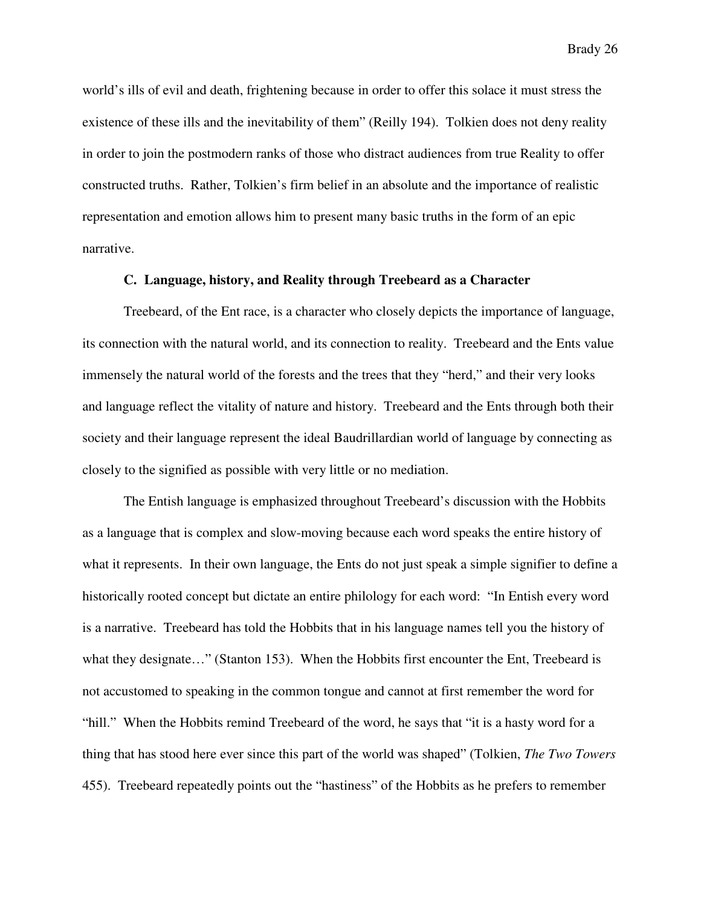world's ills of evil and death, frightening because in order to offer this solace it must stress the existence of these ills and the inevitability of them" (Reilly 194). Tolkien does not deny reality in order to join the postmodern ranks of those who distract audiences from true Reality to offer constructed truths. Rather, Tolkien's firm belief in an absolute and the importance of realistic representation and emotion allows him to present many basic truths in the form of an epic narrative.

### C. Language, history, and Reality through Treebeard as a Character

Treebeard, of the Ent race, is a character who closely depicts the importance of language, its connection with the natural world, and its connection to reality. Treebeard and the Ents value immensely the natural world of the forests and the trees that they "herd," and their very looks and language reflect the vitality of nature and history. Treebeard and the Ents through both their society and their language represent the ideal Baudrillardian world of language by connecting as closely to the signified as possible with very little or no mediation.

The Entish language is emphasized throughout Treebeard's discussion with the Hobbits as a language that is complex and slow-moving because each word speaks the entire history of what it represents. In their own language, the Ents do not just speak a simple signifier to define a historically rooted concept but dictate an entire philology for each word: "In Entish every word is a narrative. Treebeard has told the Hobbits that in his language names tell you the history of what they designate…" (Stanton 153). When the Hobbits first encounter the Ent, Treebeard is not accustomed to speaking in the common tongue and cannot at first remember the word for "hill." When the Hobbits remind Treebeard of the word, he says that "it is a hasty word for a thing that has stood here ever since this part of the world was shaped" (Tolkien, *The Two Towers* 455). Treebeard repeatedly points out the "hastiness" of the Hobbits as he prefers to remember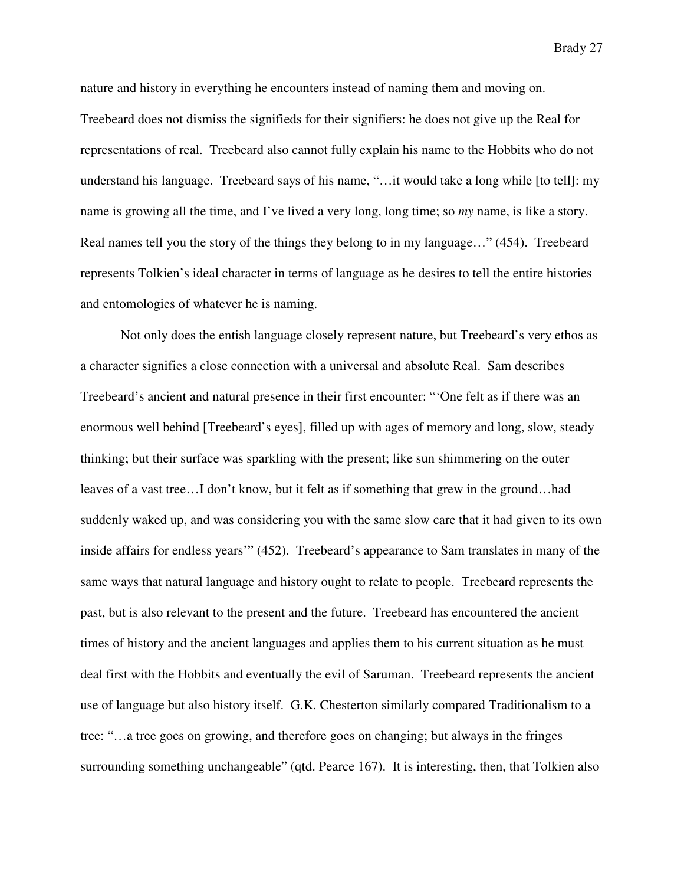nature and history in everything he encounters instead of naming them and moving on. Treebeard does not dismiss the signifieds for their signifiers: he does not give up the Real for representations of real. Treebeard also cannot fully explain his name to the Hobbits who do not understand his language. Treebeard says of his name, "…it would take a long while [to tell]: my name is growing all the time, and I've lived a very long, long time; so *my* name, is like a story. Real names tell you the story of the things they belong to in my language…" (454). Treebeard represents Tolkien's ideal character in terms of language as he desires to tell the entire histories and entomologies of whatever he is naming.

Not only does the entish language closely represent nature, but Treebeard's very ethos as a character signifies a close connection with a universal and absolute Real. Sam describes Treebeard's ancient and natural presence in their first encounter: "'One felt as if there was an enormous well behind [Treebeard's eyes], filled up with ages of memory and long, slow, steady thinking; but their surface was sparkling with the present; like sun shimmering on the outer leaves of a vast tree…I don't know, but it felt as if something that grew in the ground…had suddenly waked up, and was considering you with the same slow care that it had given to its own inside affairs for endless years'" (452). Treebeard's appearance to Sam translates in many of the same ways that natural language and history ought to relate to people. Treebeard represents the past, but is also relevant to the present and the future. Treebeard has encountered the ancient times of history and the ancient languages and applies them to his current situation as he must deal first with the Hobbits and eventually the evil of Saruman. Treebeard represents the ancient use of language but also history itself. G.K. Chesterton similarly compared Traditionalism to a tree: "…a tree goes on growing, and therefore goes on changing; but always in the fringes surrounding something unchangeable" (qtd. Pearce 167). It is interesting, then, that Tolkien also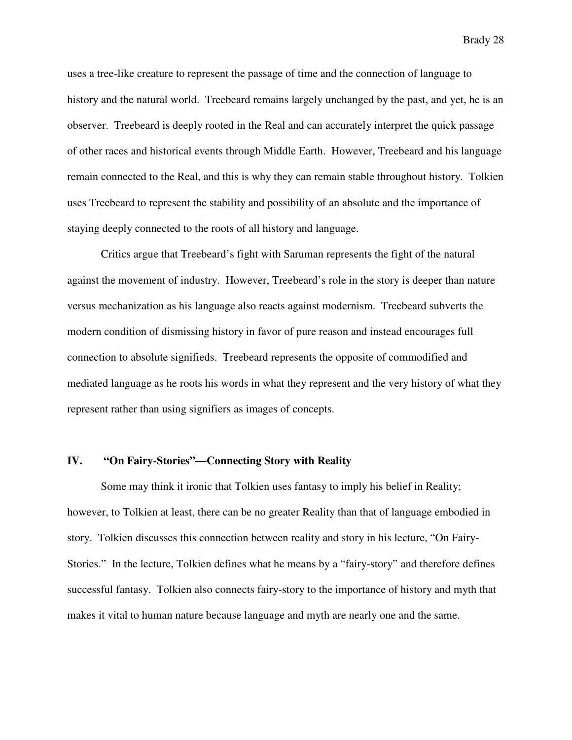uses a tree-like creature to represent the passage of time and the connection of language to history and the natural world. Treebeard remains largely unchanged by the past, and yet, he is an observer. Treebeard is deeply rooted in the Real and can accurately interpret the quick passage of other races and historical events through Middle Earth. However, Treebeard and his language remain connected to the Real, and this is why they can remain stable throughout history. Tolkien uses Treebeard to represent the stability and possibility of an absolute and the importance of staying deeply connected to the roots of all history and language.

Critics argue that Treebeard's fight with Saruman represents the fight of the natural against the movement of industry. However, Treebeard's role in the story is deeper than nature versus mechanization as his language also reacts against modernism. Treebeard subverts the modern condition of dismissing history in favor of pure reason and instead encourages full connection to absolute signifieds. Treebeard represents the opposite of commodified and mediated language as he roots his words in what they represent and the very history of what they represent rather than using signifiers as images of concepts.

## IV. "On Fairy-Stories"—Connecting Story with Reality

Some may think it ironic that Tolkien uses fantasy to imply his belief in Reality; however, to Tolkien at least, there can be no greater Reality than that of language embodied in story. Tolkien discusses this connection between reality and story in his lecture, "On Fairy-Stories." In the lecture, Tolkien defines what he means by a "fairy-story" and therefore defines successful fantasy. Tolkien also connects fairy-story to the importance of history and myth that makes it vital to human nature because language and myth are nearly one and the same.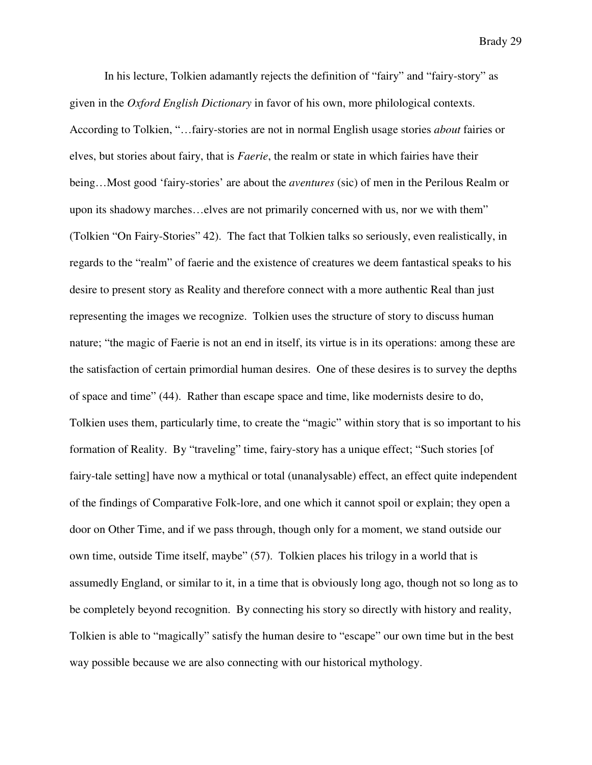In his lecture, Tolkien adamantly rejects the definition of "fairy" and "fairy-story" as given in the *Oxford English Dictionary* in favor of his own, more philological contexts. According to Tolkien, "…fairy-stories are not in normal English usage stories *about* fairies or elves, but stories about fairy, that is *Faerie*, the realm or state in which fairies have their being…Most good 'fairy-stories' are about the *aventures* (sic) of men in the Perilous Realm or upon its shadowy marches…elves are not primarily concerned with us, nor we with them" (Tolkien "On Fairy-Stories" 42). The fact that Tolkien talks so seriously, even realistically, in regards to the "realm" of faerie and the existence of creatures we deem fantastical speaks to his desire to present story as Reality and therefore connect with a more authentic Real than just representing the images we recognize. Tolkien uses the structure of story to discuss human nature; "the magic of Faerie is not an end in itself, its virtue is in its operations: among these are the satisfaction of certain primordial human desires. One of these desires is to survey the depths of space and time" (44). Rather than escape space and time, like modernists desire to do, Tolkien uses them, particularly time, to create the "magic" within story that is so important to his formation of Reality. By "traveling" time, fairy-story has a unique effect; "Such stories [of fairy-tale setting] have now a mythical or total (unanalysable) effect, an effect quite independent of the findings of Comparative Folk-lore, and one which it cannot spoil or explain; they open a door on Other Time, and if we pass through, though only for a moment, we stand outside our own time, outside Time itself, maybe" (57). Tolkien places his trilogy in a world that is assumedly England, or similar to it, in a time that is obviously long ago, though not so long as to be completely beyond recognition. By connecting his story so directly with history and reality, Tolkien is able to "magically" satisfy the human desire to "escape" our own time but in the best way possible because we are also connecting with our historical mythology.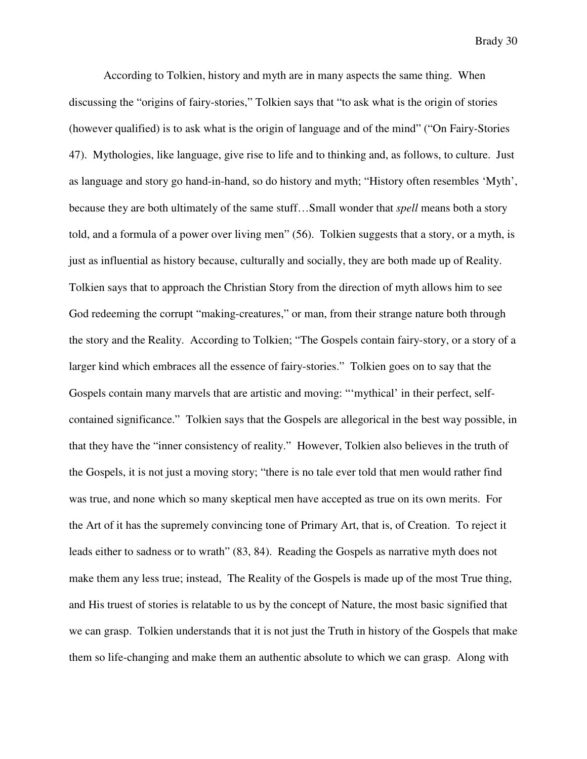According to Tolkien, history and myth are in many aspects the same thing. When discussing the "origins of fairy-stories," Tolkien says that "to ask what is the origin of stories (however qualified) is to ask what is the origin of language and of the mind" ("On Fairy-Stories 47). Mythologies, like language, give rise to life and to thinking and, as follows, to culture. Just as language and story go hand-in-hand, so do history and myth; "History often resembles 'Myth', because they are both ultimately of the same stuff…Small wonder that *spell* means both a story told, and a formula of a power over living men" (56). Tolkien suggests that a story, or a myth, is just as influential as history because, culturally and socially, they are both made up of Reality. Tolkien says that to approach the Christian Story from the direction of myth allows him to see God redeeming the corrupt "making-creatures," or man, from their strange nature both through the story and the Reality. According to Tolkien; "The Gospels contain fairy-story, or a story of a larger kind which embraces all the essence of fairy-stories." Tolkien goes on to say that the Gospels contain many marvels that are artistic and moving: "'mythical' in their perfect, self-contained significance." Tolkien says that the Gospels are allegorical in the best way possible, in that they have the "inner consistency of reality." However, Tolkien also believes in the truth of the Gospels, it is not just a moving story; "there is no tale ever told that men would rather find was true, and none which so many skeptical men have accepted as true on its own merits. For the Art of it has the supremely convincing tone of Primary Art, that is, of Creation. To reject it leads either to sadness or to wrath" (83, 84). Reading the Gospels as narrative myth does not make them any less true; instead, The Reality of the Gospels is made up of the most True thing, and His truest of stories is relatable to us by the concept of Nature, the most basic signified that we can grasp. Tolkien understands that it is not just the Truth in history of the Gospels that make them so life-changing and make them an authentic absolute to which we can grasp. Along with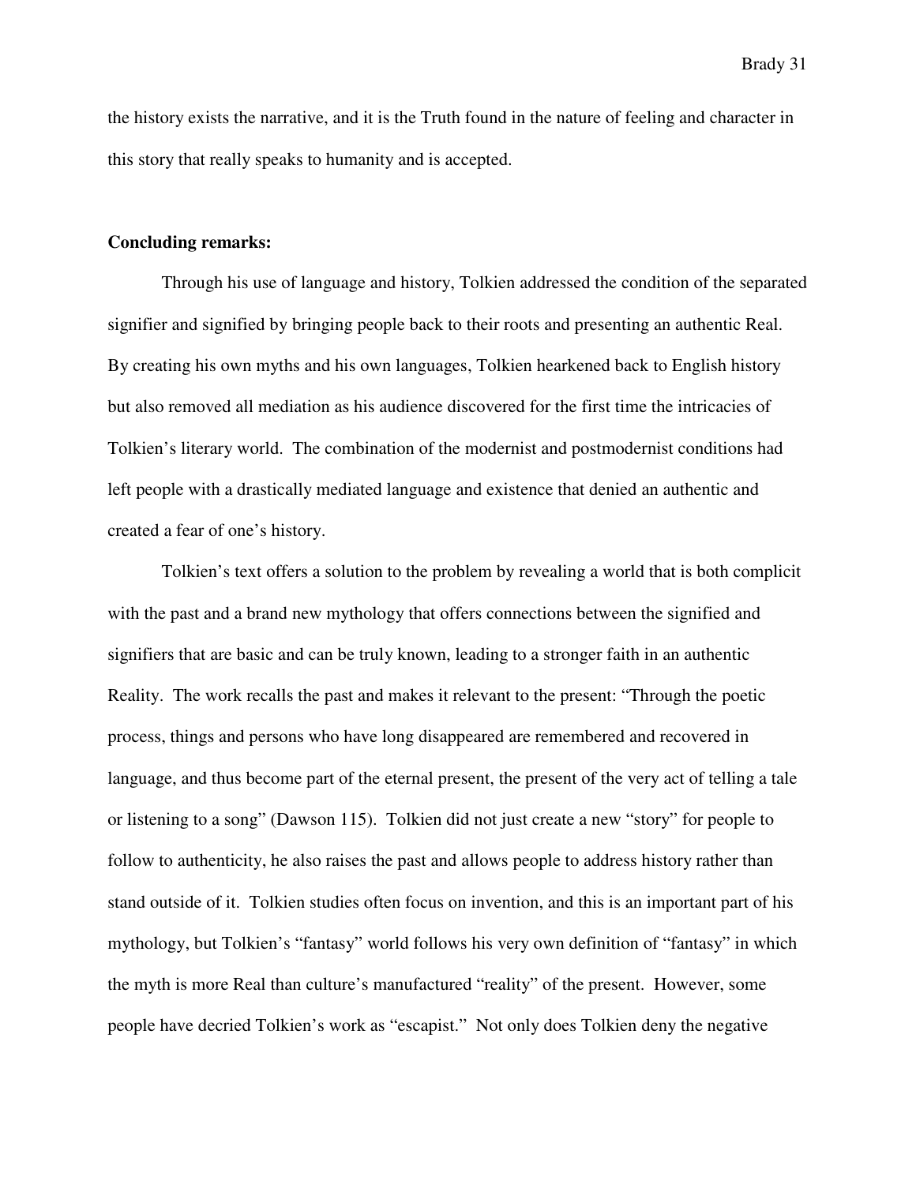the history exists the narrative, and it is the Truth found in the nature of feeling and character in this story that really speaks to humanity and is accepted.

**Concluding remarks:**

Through his use of language and history, Tolkien addressed the condition of the separated signifier and signified by bringing people back to their roots and presenting an authentic Real. By creating his own myths and his own languages, Tolkien hearkened back to English history but also removed all mediation as his audience discovered for the first time the intricacies of Tolkien's literary world. The combination of the modernist and postmodernist conditions had left people with a drastically mediated language and existence that denied an authentic and created a fear of one's history.

Tolkien's text offers a solution to the problem by revealing a world that is both complicit with the past and a brand new mythology that offers connections between the signified and signifiers that are basic and can be truly known, leading to a stronger faith in an authentic Reality. The work recalls the past and makes it relevant to the present: "Through the poetic process, things and persons who have long disappeared are remembered and recovered in language, and thus become part of the eternal present, the present of the very act of telling a tale or listening to a song" (Dawson 115). Tolkien did not just create a new "story" for people to follow to authenticity, he also raises the past and allows people to address history rather than stand outside of it. Tolkien studies often focus on invention, and this is an important part of his mythology, but Tolkien's "fantasy" world follows his very own definition of "fantasy" in which the myth is more Real than culture's manufactured "reality" of the present. However, some people have decried Tolkien's work as "escapist." Not only does Tolkien deny the negative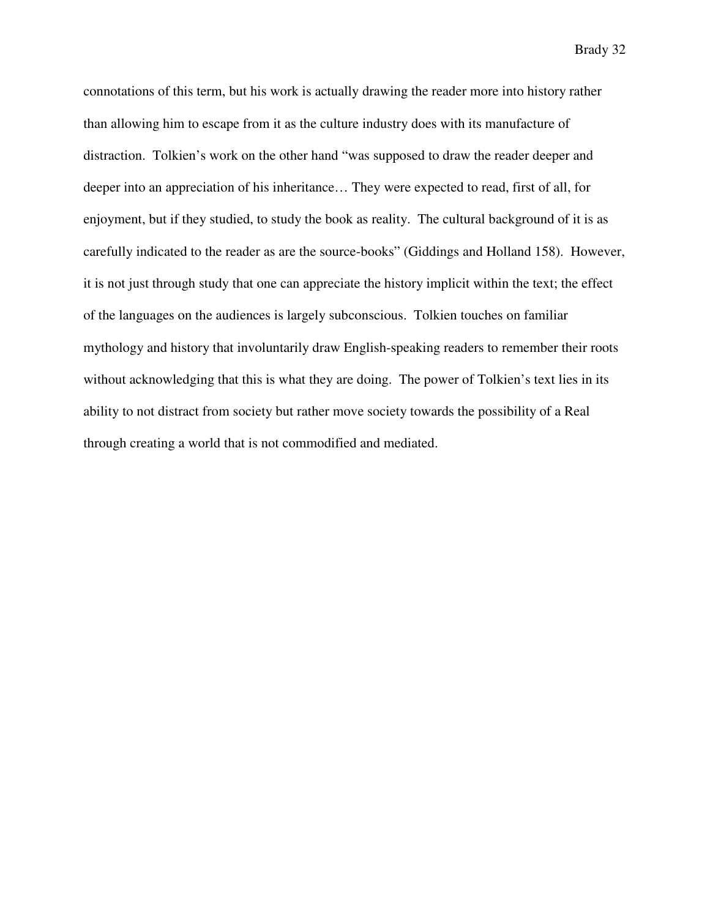connotations of this term, but his work is actually drawing the reader more into history rather than allowing him to escape from it as the culture industry does with its manufacture of distraction.  Tolkien's work on the other hand "was supposed to draw the reader deeper and deeper into an appreciation of his inheritance… They were expected to read, first of all, for enjoyment, but if they studied, to study the book as reality.  The cultural background of it is as carefully indicated to the reader as are the source-books" (Giddings and Holland 158).  However, it is not just through study that one can appreciate the history implicit within the text; the effect of the languages on the audiences is largely subconscious.  Tolkien touches on familiar mythology and history that involuntarily draw English-speaking readers to remember their roots without acknowledging that this is what they are doing.  The power of Tolkien's text lies in its ability to not distract from society but rather move society towards the possibility of a Real through creating a world that is not commodified and mediated.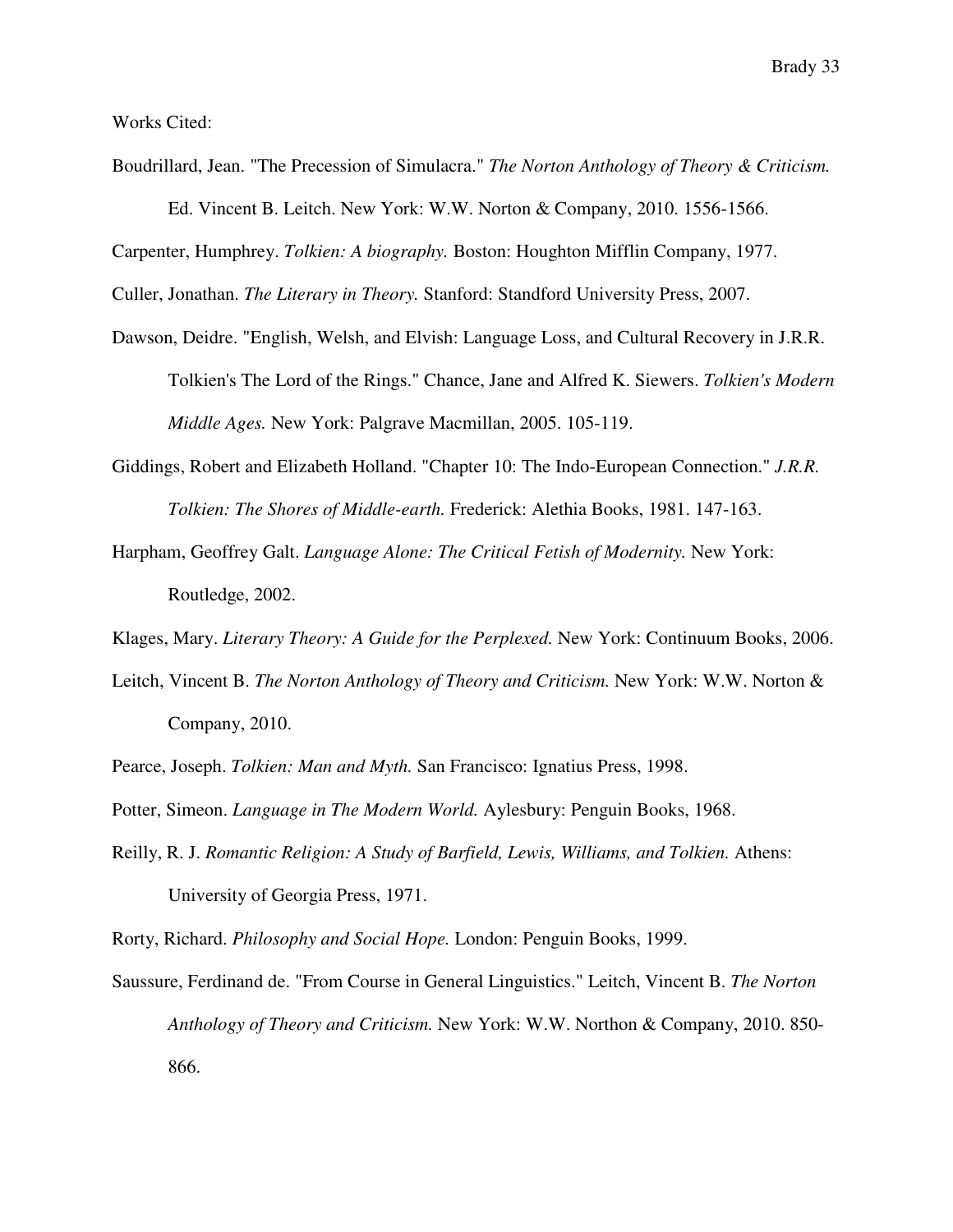Works Cited:

Boudrillard, Jean. "The Precession of Simulacra." *The Norton Anthology of Theory & Criticism.* Ed. Vincent B. Leitch. New York: W.W. Norton & Company, 2010. 1556-1566.

Carpenter, Humphrey. *Tolkien: A biography.* Boston: Houghton Mifflin Company, 1977.

Culler, Jonathan. *The Literary in Theory.* Stanford: Standford University Press, 2007.

Dawson, Deidre. "English, Welsh, and Elvish: Language Loss, and Cultural Recovery in J.R.R. Tolkien's The Lord of the Rings." Chance, Jane and Alfred K. Siewers. *Tolkien's Modern Middle Ages.* New York: Palgrave Macmillan, 2005. 105-119.

Giddings, Robert and Elizabeth Holland. "Chapter 10: The Indo-European Connection." *J.R.R. Tolkien: The Shores of Middle-earth.* Frederick: Alethia Books, 1981. 147-163.

Harpham, Geoffrey Galt. *Language Alone: The Critical Fetish of Modernity.* New York: Routledge, 2002.

Klages, Mary. *Literary Theory: A Guide for the Perplexed.* New York: Continuum Books, 2006.

Leitch, Vincent B. *The Norton Anthology of Theory and Criticism.* New York: W.W. Norton & Company, 2010.

Pearce, Joseph. *Tolkien: Man and Myth.* San Francisco: Ignatius Press, 1998.

Potter, Simeon. *Language in The Modern World.* Aylesbury: Penguin Books, 1968.

Reilly, R. J. *Romantic Religion: A Study of Barfield, Lewis, Williams, and Tolkien.* Athens: University of Georgia Press, 1971.

Rorty, Richard. *Philosophy and Social Hope.* London: Penguin Books, 1999.

Saussure, Ferdinand de. "From Course in General Linguistics." Leitch, Vincent B. *The Norton Anthology of Theory and Criticism.* New York: W.W. Northon & Company, 2010. 850-866.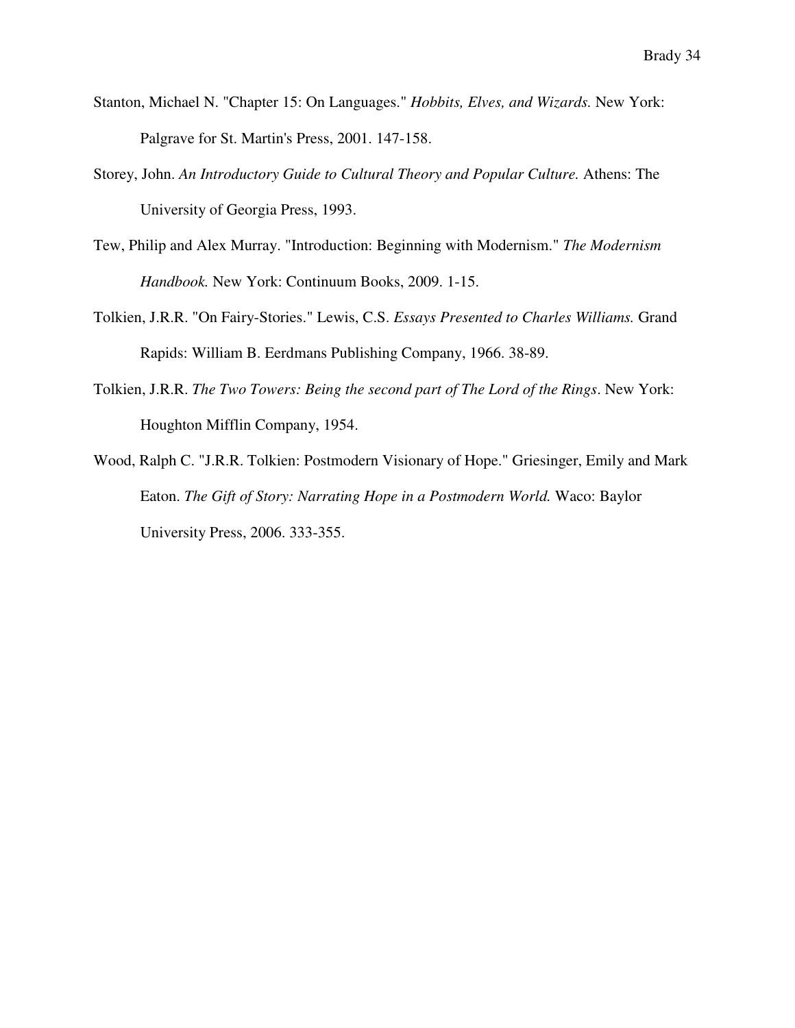Stanton, Michael N. "Chapter 15: On Languages." *Hobbits, Elves, and Wizards.* New York: Palgrave for St. Martin's Press, 2001. 147-158.

Storey, John. *An Introductory Guide to Cultural Theory and Popular Culture.* Athens: The University of Georgia Press, 1993.

Tew, Philip and Alex Murray. "Introduction: Beginning with Modernism." *The Modernism Handbook.* New York: Continuum Books, 2009. 1-15.

Tolkien, J.R.R. "On Fairy-Stories." Lewis, C.S. *Essays Presented to Charles Williams.* Grand Rapids: William B. Eerdmans Publishing Company, 1966. 38-89.

Tolkien, J.R.R. *The Two Towers: Being the second part of The Lord of the Rings*. New York: Houghton Mifflin Company, 1954.

Wood, Ralph C. "J.R.R. Tolkien: Postmodern Visionary of Hope." Griesinger, Emily and Mark Eaton. *The Gift of Story: Narrating Hope in a Postmodern World.* Waco: Baylor University Press, 2006. 333-355.